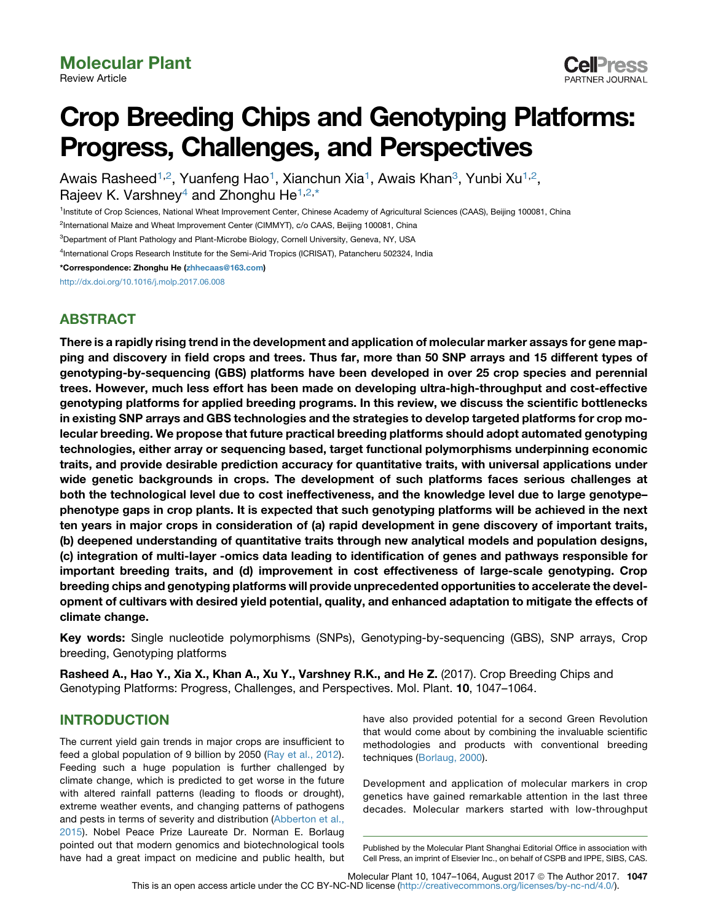Molecular Plant

Review Article

# Crop Breeding Chips and Genotyping Platforms: Progress, Challenges, and Perspectives

Awais Rasheed[1,2], Yuanfeng Hao[1], Xianchun Xia[1], Awais Khan[3], Yunbi Xu[1,2], Rajeev K. Varshney[4] and Zhonghu He[1,2,*]

[1]Institute of Crop Sciences, National Wheat Improvement Center, Chinese Academy of Agricultural Sciences (CAAS), Beijing 100081, China

[2]International Maize and Wheat Improvement Center (CIMMYT), c/o CAAS, Beijing 100081, China

[3]Department of Plant Pathology and Plant-Microbe Biology, Cornell University, Geneva, NY, USA

[4]International Crops Research Institute for the Semi-Arid Tropics (ICRISAT), Patancheru 502324, India

*Correspondence: Zhonghu He (zhhecaas@163.com)

http://dx.doi.org/10.1016/j.molp.2017.06.008

## ABSTRACT

**There is a rapidly rising trend in the development and application of molecular marker assays for gene mapping and discovery in field crops and trees. Thus far, more than 50 SNP arrays and 15 different types of genotyping-by-sequencing (GBS) platforms have been developed in over 25 crop species and perennial trees. However, much less effort has been made on developing ultra-high-throughput and cost-effective genotyping platforms for applied breeding programs. In this review, we discuss the scientific bottlenecks in existing SNP arrays and GBS technologies and the strategies to develop targeted platforms for crop molecular breeding. We propose that future practical breeding platforms should adopt automated genotyping technologies, either array or sequencing based, target functional polymorphisms underpinning economic traits, and provide desirable prediction accuracy for quantitative traits, with universal applications under wide genetic backgrounds in crops. The development of such platforms faces serious challenges at both the technological level due to cost ineffectiveness, and the knowledge level due to large genotype–phenotype gaps in crop plants. It is expected that such genotyping platforms will be achieved in the next ten years in major crops in consideration of (a) rapid development in gene discovery of important traits, (b) deepened understanding of quantitative traits through new analytical models and population designs, (c) integration of multi-layer -omics data leading to identification of genes and pathways responsible for important breeding traits, and (d) improvement in cost effectiveness of large-scale genotyping. Crop breeding chips and genotyping platforms will provide unprecedented opportunities to accelerate the development of cultivars with desired yield potential, quality, and enhanced adaptation to mitigate the effects of climate change.**

**Key words:** Single nucleotide polymorphisms (SNPs), Genotyping-by-sequencing (GBS), SNP arrays, Crop breeding, Genotyping platforms

**Rasheed A., Hao Y., Xia X., Khan A., Xu Y., Varshney R.K., and He Z.** (2017). Crop Breeding Chips and Genotyping Platforms: Progress, Challenges, and Perspectives. Mol. Plant. **10**, 1047–1064.

## INTRODUCTION

The current yield gain trends in major crops are insufficient to feed a global population of 9 billion by 2050 (Ray et al., 2012). Feeding such a huge population is further challenged by climate change, which is predicted to get worse in the future with altered rainfall patterns (leading to floods or drought), extreme weather events, and changing patterns of pathogens and pests in terms of severity and distribution (Abberton et al., 2015). Nobel Peace Prize Laureate Dr. Norman E. Borlaug pointed out that modern genomics and biotechnological tools have had a great impact on medicine and public health, but have also provided potential for a second Green Revolution that would come about by combining the invaluable scientific methodologies and products with conventional breeding techniques (Borlaug, 2000).

Development and application of molecular markers in crop genetics have gained remarkable attention in the last three decades. Molecular markers started with low-throughput

Published by the Molecular Plant Shanghai Editorial Office in association with Cell Press, an imprint of Elsevier Inc., on behalf of CSPB and IPPE, SIBS, CAS.

This is an open access article under the CC BY-NC-ND license (http://creativecommons.org/licenses/by-nc-nd/4.0/).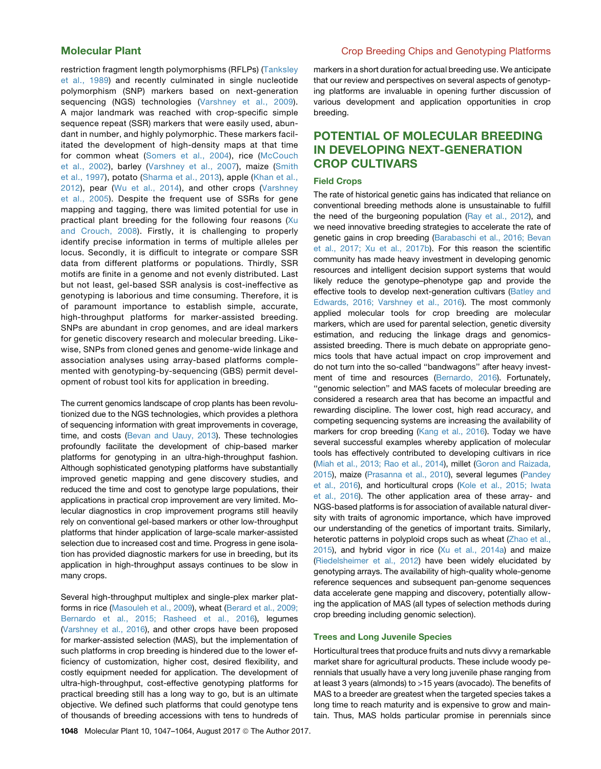restriction fragment length polymorphisms (RFLPs) (Tanksley et al., 1989) and recently culminated in single nucleotide polymorphism (SNP) markers based on next-generation sequencing (NGS) technologies (Varshney et al., 2009). A major landmark was reached with crop-specific simple sequence repeat (SSR) markers that were easily used, abundant in number, and highly polymorphic. These markers facilitated the development of high-density maps at that time for common wheat (Somers et al., 2004), rice (McCouch et al., 2002), barley (Varshney et al., 2007), maize (Smith et al., 1997), potato (Sharma et al., 2013), apple (Khan et al., 2012), pear (Wu et al., 2014), and other crops (Varshney et al., 2005). Despite the frequent use of SSRs for gene mapping and tagging, there was limited potential for use in practical plant breeding for the following four reasons (Xu and Crouch, 2008). Firstly, it is challenging to properly identify precise information in terms of multiple alleles per locus. Secondly, it is difficult to integrate or compare SSR data from different platforms or populations. Thirdly, SSR motifs are finite in a genome and not evenly distributed. Last but not least, gel-based SSR analysis is cost-ineffective as genotyping is laborious and time consuming. Therefore, it is of paramount importance to establish simple, accurate, high-throughput platforms for marker-assisted breeding. SNPs are abundant in crop genomes, and are ideal markers for genetic discovery research and molecular breeding. Likewise, SNPs from cloned genes and genome-wide linkage and association analyses using array-based platforms complemented with genotyping-by-sequencing (GBS) permit development of robust tool kits for application in breeding.

The current genomics landscape of crop plants has been revolutionized due to the NGS technologies, which provides a plethora of sequencing information with great improvements in coverage, time, and costs (Bevan and Uauy, 2013). These technologies profoundly facilitate the development of chip-based marker platforms for genotyping in an ultra-high-throughput fashion. Although sophisticated genotyping platforms have substantially improved genetic mapping and gene discovery studies, and reduced the time and cost to genotype large populations, their applications in practical crop improvement are very limited. Molecular diagnostics in crop improvement programs still heavily rely on conventional gel-based markers or other low-throughput platforms that hinder application of large-scale marker-assisted selection due to increased cost and time. Progress in gene isolation has provided diagnostic markers for use in breeding, but its application in high-throughput assays continues to be slow in many crops.

Several high-throughput multiplex and single-plex marker platforms in rice (Masouleh et al., 2009), wheat (Berard et al., 2009; Bernardo et al., 2015; Rasheed et al., 2016), legumes (Varshney et al., 2016), and other crops have been proposed for marker-assisted selection (MAS), but the implementation of such platforms in crop breeding is hindered due to the lower efficiency of customization, higher cost, desired flexibility, and costly equipment needed for application. The development of ultra-high-throughput, cost-effective genotyping platforms for practical breeding still has a long way to go, but is an ultimate objective. We defined such platforms that could genotype tens of thousands of breeding accessions with tens to hundreds of markers in a short duration for actual breeding use. We anticipate that our review and perspectives on several aspects of genotyping platforms are invaluable in opening further discussion of various development and application opportunities in crop breeding.

## POTENTIAL OF MOLECULAR BREEDING IN DEVELOPING NEXT-GENERATION CROP CULTIVARS

### Field Crops

The rate of historical genetic gains has indicated that reliance on conventional breeding methods alone is unsustainable to fulfill the need of the burgeoning population (Ray et al., 2012), and we need innovative breeding strategies to accelerate the rate of genetic gains in crop breeding (Barabaschi et al., 2016; Bevan et al., 2017; Xu et al., 2017b). For this reason the scientific community has made heavy investment in developing genomic resources and intelligent decision support systems that would likely reduce the genotype–phenotype gap and provide the effective tools to develop next-generation cultivars (Batley and Edwards, 2016; Varshney et al., 2016). The most commonly applied molecular tools for crop breeding are molecular markers, which are used for parental selection, genetic diversity estimation, and reducing the linkage drags and genomics-assisted breeding. There is much debate on appropriate genomics tools that have actual impact on crop improvement and do not turn into the so-called "bandwagons" after heavy investment of time and resources (Bernardo, 2016). Fortunately, "genomic selection" and MAS facets of molecular breeding are considered a research area that has become an impactful and rewarding discipline. The lower cost, high read accuracy, and competing sequencing systems are increasing the availability of markers for crop breeding (Kang et al., 2016). Today we have several successful examples whereby application of molecular tools has effectively contributed to developing cultivars in rice (Miah et al., 2013; Rao et al., 2014), millet (Goron and Raizada, 2015), maize (Prasanna et al., 2010), several legumes (Pandey et al., 2016), and horticultural crops (Kole et al., 2015; Iwata et al., 2016). The other application area of these array- and NGS-based platforms is for association of available natural diversity with traits of agronomic importance, which have improved our understanding of the genetics of important traits. Similarly, heterotic patterns in polyploid crops such as wheat (Zhao et al., 2015), and hybrid vigor in rice (Xu et al., 2014a) and maize (Riedelsheimer et al., 2012) have been widely elucidated by genotyping arrays. The availability of high-quality whole-genome reference sequences and subsequent pan-genome sequences data accelerate gene mapping and discovery, potentially allowing the application of MAS (all types of selection methods during crop breeding including genomic selection).

### Trees and Long Juvenile Species

Horticultural trees that produce fruits and nuts divvy a remarkable market share for agricultural products. These include woody perennials that usually have a very long juvenile phase ranging from at least 3 years (almonds) to >15 years (avocado). The benefits of MAS to a breeder are greatest when the targeted species takes a long time to reach maturity and is expensive to grow and maintain. Thus, MAS holds particular promise in perennials since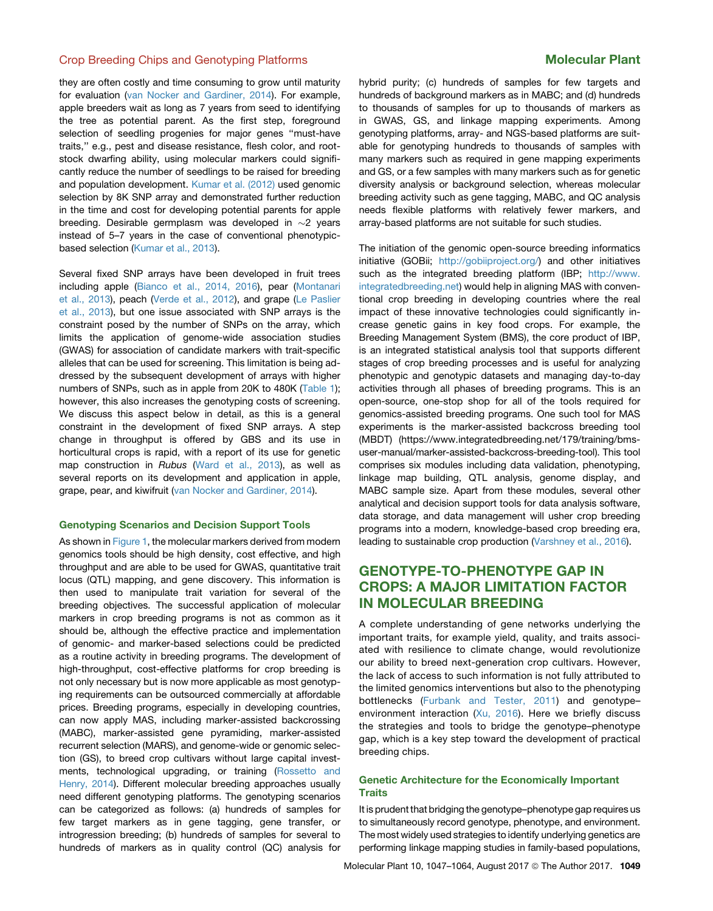they are often costly and time consuming to grow until maturity for evaluation (van Nocker and Gardiner, 2014). For example, apple breeders wait as long as 7 years from seed to identifying the tree as potential parent. As the first step, foreground selection of seedling progenies for major genes "must-have traits," e.g., pest and disease resistance, flesh color, and rootstock dwarfing ability, using molecular markers could significantly reduce the number of seedlings to be raised for breeding and population development. Kumar et al. (2012) used genomic selection by 8K SNP array and demonstrated further reduction in the time and cost for developing potential parents for apple breeding. Desirable germplasm was developed in ∼2 years instead of 5–7 years in the case of conventional phenotypic-based selection (Kumar et al., 2013).

Several fixed SNP arrays have been developed in fruit trees including apple (Bianco et al., 2014, 2016), pear (Montanari et al., 2013), peach (Verde et al., 2012), and grape (Le Paslier et al., 2013), but one issue associated with SNP arrays is the constraint posed by the number of SNPs on the array, which limits the application of genome-wide association studies (GWAS) for association of candidate markers with trait-specific alleles that can be used for screening. This limitation is being addressed by the subsequent development of arrays with higher numbers of SNPs, such as in apple from 20K to 480K (Table 1); however, this also increases the genotyping costs of screening. We discuss this aspect below in detail, as this is a general constraint in the development of fixed SNP arrays. A step change in throughput is offered by GBS and its use in horticultural crops is rapid, with a report of its use for genetic map construction in *Rubus* (Ward et al., 2013), as well as several reports on its development and application in apple, grape, pear, and kiwifruit (van Nocker and Gardiner, 2014).

### Genotyping Scenarios and Decision Support Tools

As shown in Figure 1, the molecular markers derived from modern genomics tools should be high density, cost effective, and high throughput and are able to be used for GWAS, quantitative trait locus (QTL) mapping, and gene discovery. This information is then used to manipulate trait variation for several of the breeding objectives. The successful application of molecular markers in crop breeding programs is not as common as it should be, although the effective practice and implementation of genomic- and marker-based selections could be predicted as a routine activity in breeding programs. The development of high-throughput, cost-effective platforms for crop breeding is not only necessary but is now more applicable as most genotyping requirements can be outsourced commercially at affordable prices. Breeding programs, especially in developing countries, can now apply MAS, including marker-assisted backcrossing (MABC), marker-assisted gene pyramiding, marker-assisted recurrent selection (MARS), and genome-wide or genomic selection (GS), to breed crop cultivars without large capital investments, technological upgrading, or training (Rossetto and Henry, 2014). Different molecular breeding approaches usually need different genotyping platforms. The genotyping scenarios can be categorized as follows: (a) hundreds of samples for few target markers as in gene tagging, gene transfer, or introgression breeding; (b) hundreds of samples for several to hundreds of markers as in quality control (QC) analysis for hybrid purity; (c) hundreds of samples for few targets and hundreds of background markers as in MABC; and (d) hundreds to thousands of samples for up to thousands of markers as in GWAS, GS, and linkage mapping experiments. Among genotyping platforms, array- and NGS-based platforms are suitable for genotyping hundreds to thousands of samples with many markers such as required in gene mapping experiments and GS, or a few samples with many markers such as for genetic diversity analysis or background selection, whereas molecular breeding activity such as gene tagging, MABC, and QC analysis needs flexible platforms with relatively fewer markers, and array-based platforms are not suitable for such studies.

The initiation of the genomic open-source breeding informatics initiative (GOBii; http://gobiiproject.org/) and other initiatives such as the integrated breeding platform (IBP; http://www.integratedbreeding.net) would help in aligning MAS with conventional crop breeding in developing countries where the real impact of these innovative technologies could significantly increase genetic gains in key food crops. For example, the Breeding Management System (BMS), the core product of IBP, is an integrated statistical analysis tool that supports different stages of crop breeding processes and is useful for analyzing phenotypic and genotypic datasets and managing day-to-day activities through all phases of breeding programs. This is an open-source, one-stop shop for all of the tools required for genomics-assisted breeding programs. One such tool for MAS experiments is the marker-assisted backcross breeding tool (MBDT) (https://www.integratedbreeding.net/179/training/bms-user-manual/marker-assisted-backcross-breeding-tool). This tool comprises six modules including data validation, phenotyping, linkage map building, QTL analysis, genome display, and MABC sample size. Apart from these modules, several other analytical and decision support tools for data analysis software, data storage, and data management will usher crop breeding programs into a modern, knowledge-based crop breeding era, leading to sustainable crop production (Varshney et al., 2016).

## GENOTYPE-TO-PHENOTYPE GAP IN CROPS: A MAJOR LIMITATION FACTOR IN MOLECULAR BREEDING

A complete understanding of gene networks underlying the important traits, for example yield, quality, and traits associated with resilience to climate change, would revolutionize our ability to breed next-generation crop cultivars. However, the lack of access to such information is not fully attributed to the limited genomics interventions but also to the phenotyping bottlenecks (Furbank and Tester, 2011) and genotype–environment interaction (Xu, 2016). Here we briefly discuss the strategies and tools to bridge the genotype–phenotype gap, which is a key step toward the development of practical breeding chips.

### Genetic Architecture for the Economically Important Traits

It is prudent that bridging the genotype–phenotype gap requires us to simultaneously record genotype, phenotype, and environment. The most widely used strategies to identify underlying genetics are performing linkage mapping studies in family-based populations,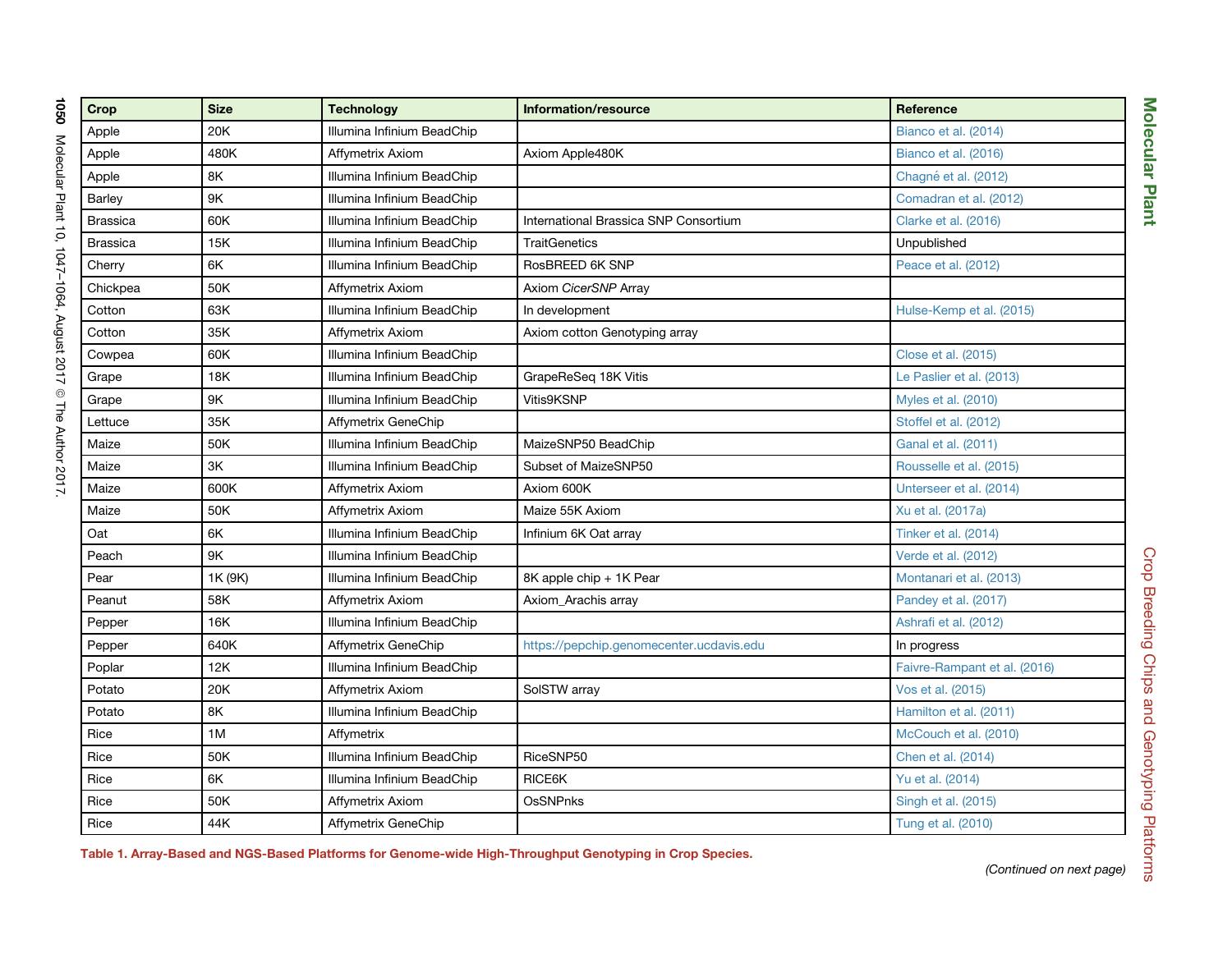| Crop | Size | Technology | Information/resource | Reference |
|---|---|---|---|---|
| Apple | 20K | Illumina Infinium BeadChip | | Bianco et al. (2014) |
| Apple | 480K | Affymetrix Axiom | Axiom Apple480K | Bianco et al. (2016) |
| Apple | 8K | Illumina Infinium BeadChip | | Chagné et al. (2012) |
| Barley | 9K | Illumina Infinium BeadChip | | Comadran et al. (2012) |
| Brassica | 60K | Illumina Infinium BeadChip | International Brassica SNP Consortium | Clarke et al. (2016) |
| Brassica | 15K | Illumina Infinium BeadChip | TraitGenetics | Unpublished |
| Cherry | 6K | Illumina Infinium BeadChip | RosBREED 6K SNP | Peace et al. (2012) |
| Chickpea | 50K | Affymetrix Axiom | Axiom *CicerSNP* Array | |
| Cotton | 63K | Illumina Infinium BeadChip | In development | Hulse-Kemp et al. (2015) |
| Cotton | 35K | Affymetrix Axiom | Axiom cotton Genotyping array | |
| Cowpea | 60K | Illumina Infinium BeadChip | | Close et al. (2015) |
| Grape | 18K | Illumina Infinium BeadChip | GrapeReSeq 18K Vitis | Le Paslier et al. (2013) |
| Grape | 9K | Illumina Infinium BeadChip | Vitis9KSNP | Myles et al. (2010) |
| Lettuce | 35K | Affymetrix GeneChip | | Stoffel et al. (2012) |
| Maize | 50K | Illumina Infinium BeadChip | MaizeSNP50 BeadChip | Ganal et al. (2011) |
| Maize | 3K | Illumina Infinium BeadChip | Subset of MaizeSNP50 | Rousselle et al. (2015) |
| Maize | 600K | Affymetrix Axiom | Axiom 600K | Unterseer et al. (2014) |
| Maize | 50K | Affymetrix Axiom | Maize 55K Axiom | Xu et al. (2017a) |
| Oat | 6K | Illumina Infinium BeadChip | Infinium 6K Oat array | Tinker et al. (2014) |
| Peach | 9K | Illumina Infinium BeadChip | | Verde et al. (2012) |
| Pear | 1K (9K) | Illumina Infinium BeadChip | 8K apple chip + 1K Pear | Montanari et al. (2013) |
| Peanut | 58K | Affymetrix Axiom | Axiom_Arachis array | Pandey et al. (2017) |
| Pepper | 16K | Illumina Infinium BeadChip | | Ashrafi et al. (2012) |
| Pepper | 640K | Affymetrix GeneChip | https://pepchip.genomecenter.ucdavis.edu | In progress |
| Poplar | 12K | Illumina Infinium BeadChip | | Faivre-Rampant et al. (2016) |
| Potato | 20K | Affymetrix Axiom | SolSTW array | Vos et al. (2015) |
| Potato | 8K | Illumina Infinium BeadChip | | Hamilton et al. (2011) |
| Rice | 1M | Affymetrix | | McCouch et al. (2010) |
| Rice | 50K | Illumina Infinium BeadChip | RiceSNP50 | Chen et al. (2014) |
| Rice | 6K | Illumina Infinium BeadChip | RICE6K | Yu et al. (2014) |
| Rice | 50K | Affymetrix Axiom | OsSNPnks | Singh et al. (2015) |
| Rice | 44K | Affymetrix GeneChip | | Tung et al. (2010) |

**Table 1. Array-Based and NGS-Based Platforms for Genome-wide High-Throughput Genotyping in Crop Species.**

*(Continued on next page)*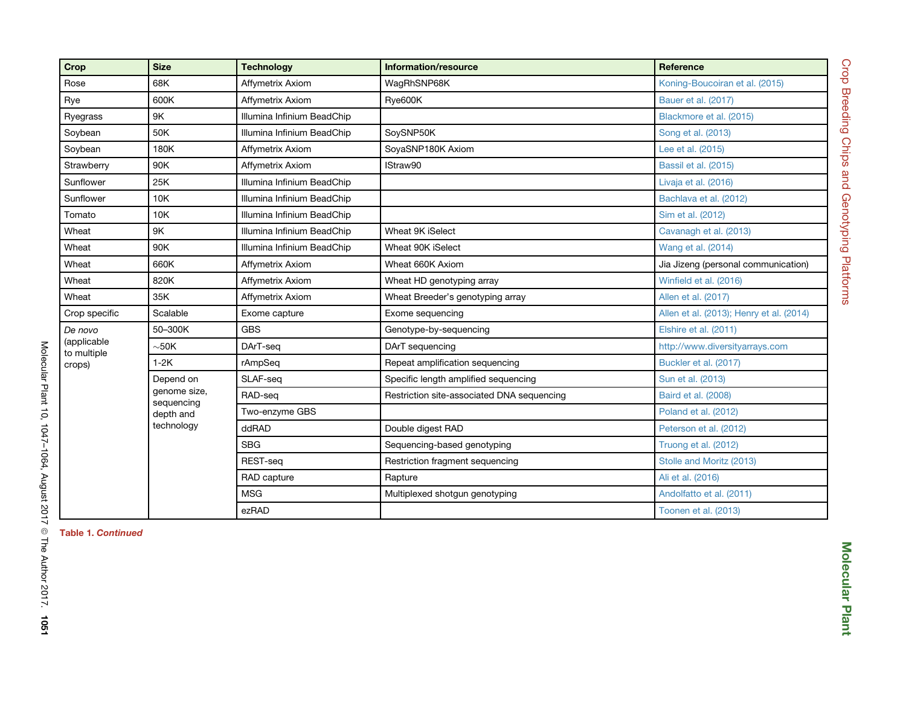| Crop | Size | Technology | Information/resource | Reference |
|---|---|---|---|---|
| Rose | 68K | Affymetrix Axiom | WagRhSNP68K | Koning-Boucoiran et al. (2015) |
| Rye | 600K | Affymetrix Axiom | Rye600K | Bauer et al. (2017) |
| Ryegrass | 9K | Illumina Infinium BeadChip | | Blackmore et al. (2015) |
| Soybean | 50K | Illumina Infinium BeadChip | SoySNP50K | Song et al. (2013) |
| Soybean | 180K | Affymetrix Axiom | SoyaSNP180K Axiom | Lee et al. (2015) |
| Strawberry | 90K | Affymetrix Axiom | IStraw90 | Bassil et al. (2015) |
| Sunflower | 25K | Illumina Infinium BeadChip | | Livaja et al. (2016) |
| Sunflower | 10K | Illumina Infinium BeadChip | | Bachlava et al. (2012) |
| Tomato | 10K | Illumina Infinium BeadChip | | Sim et al. (2012) |
| Wheat | 9K | Illumina Infinium BeadChip | Wheat 9K iSelect | Cavanagh et al. (2013) |
| Wheat | 90K | Illumina Infinium BeadChip | Wheat 90K iSelect | Wang et al. (2014) |
| Wheat | 660K | Affymetrix Axiom | Wheat 660K Axiom | Jia Jizeng (personal communication) |
| Wheat | 820K | Affymetrix Axiom | Wheat HD genotyping array | Winfield et al. (2016) |
| Wheat | 35K | Affymetrix Axiom | Wheat Breeder's genotyping array | Allen et al. (2017) |
| Crop specific | Scalable | Exome capture | Exome sequencing | Allen et al. (2013); Henry et al. (2014) |
| *De novo* (applicable to multiple crops) | 50–300K | GBS | Genotype-by-sequencing | Elshire et al. (2011) |
| | ~50K | DArT-seq | DArT sequencing | http://www.diversityarrays.com |
| | 1-2K | rAmpSeq | Repeat amplification sequencing | Buckler et al. (2017) |
| | Depend on genome size, sequencing depth and technology | SLAF-seq | Specific length amplified sequencing | Sun et al. (2013) |
| | | RAD-seq | Restriction site-associated DNA sequencing | Baird et al. (2008) |
| | | Two-enzyme GBS | | Poland et al. (2012) |
| | | ddRAD | Double digest RAD | Peterson et al. (2012) |
| | | SBG | Sequencing-based genotyping | Truong et al. (2012) |
| | | REST-seq | Restriction fragment sequencing | Stolle and Moritz (2013) |
| | | RAD capture | Rapture | Ali et al. (2016) |
| | | MSG | Multiplexed shotgun genotyping | Andolfatto et al. (2011) |
| | | ezRAD | | Toonen et al. (2013) |

**Table 1.** ***Continued***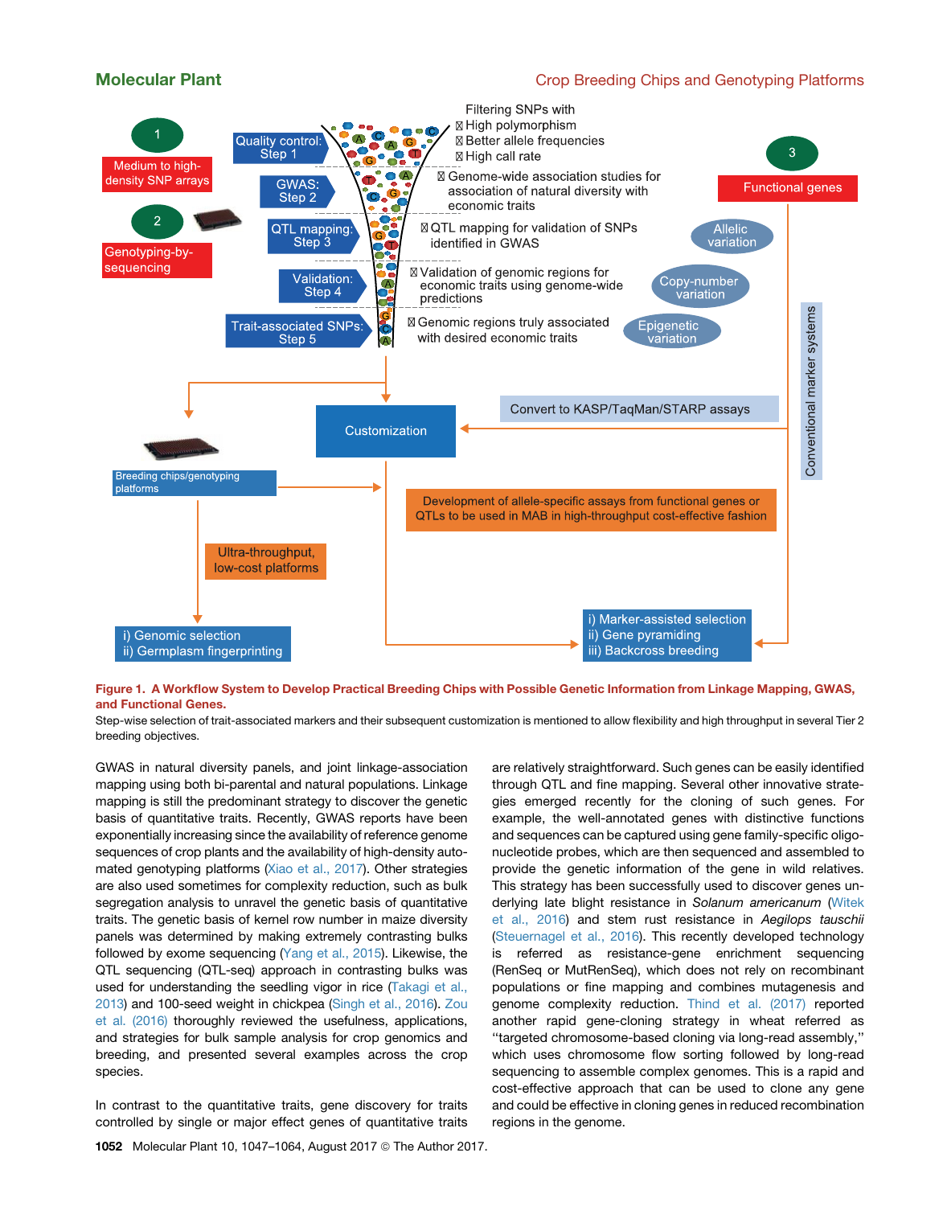**Figure 1. A Workflow System to Develop Practical Breeding Chips with Possible Genetic Information from Linkage Mapping, GWAS, and Functional Genes.**

Step-wise selection of trait-associated markers and their subsequent customization is mentioned to allow flexibility and high throughput in several Tier 2 breeding objectives.

GWAS in natural diversity panels, and joint linkage-association mapping using both bi-parental and natural populations. Linkage mapping is still the predominant strategy to discover the genetic basis of quantitative traits. Recently, GWAS reports have been exponentially increasing since the availability of reference genome sequences of crop plants and the availability of high-density automated genotyping platforms (Xiao et al., 2017). Other strategies are also used sometimes for complexity reduction, such as bulk segregation analysis to unravel the genetic basis of quantitative traits. The genetic basis of kernel row number in maize diversity panels was determined by making extremely contrasting bulks followed by exome sequencing (Yang et al., 2015). Likewise, the QTL sequencing (QTL-seq) approach in contrasting bulks was used for understanding the seedling vigor in rice (Takagi et al., 2013) and 100-seed weight in chickpea (Singh et al., 2016). Zou et al. (2016) thoroughly reviewed the usefulness, applications, and strategies for bulk sample analysis for crop genomics and breeding, and presented several examples across the crop species.

In contrast to the quantitative traits, gene discovery for traits controlled by single or major effect genes of quantitative traits are relatively straightforward. Such genes can be easily identified through QTL and fine mapping. Several other innovative strategies emerged recently for the cloning of such genes. For example, the well-annotated genes with distinctive functions and sequences can be captured using gene family-specific oligonucleotide probes, which are then sequenced and assembled to provide the genetic information of the gene in wild relatives. This strategy has been successfully used to discover genes underlying late blight resistance in *Solanum americanum* (Witek et al., 2016) and stem rust resistance in *Aegilops tauschii* (Steuernagel et al., 2016). This recently developed technology is referred as resistance-gene enrichment sequencing (RenSeq or MutRenSeq), which does not rely on recombinant populations or fine mapping and combines mutagenesis and genome complexity reduction. Thind et al. (2017) reported another rapid gene-cloning strategy in wheat referred as "targeted chromosome-based cloning via long-read assembly," which uses chromosome flow sorting followed by long-read sequencing to assemble complex genomes. This is a rapid and cost-effective approach that can be used to clone any gene and could be effective in cloning genes in reduced recombination regions in the genome.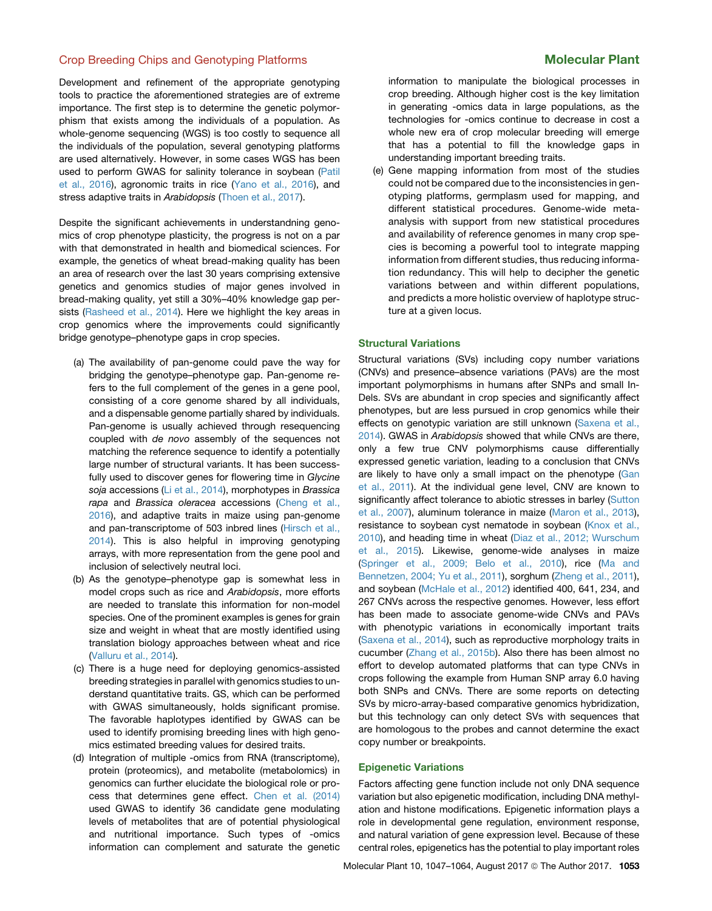Development and refinement of the appropriate genotyping tools to practice the aforementioned strategies are of extreme importance. The first step is to determine the genetic polymorphism that exists among the individuals of a population. As whole-genome sequencing (WGS) is too costly to sequence all the individuals of the population, several genotyping platforms are used alternatively. However, in some cases WGS has been used to perform GWAS for salinity tolerance in soybean (Patil et al., 2016), agronomic traits in rice (Yano et al., 2016), and stress adaptive traits in *Arabidopsis* (Thoen et al., 2017).

Despite the significant achievements in understandning genomics of crop phenotype plasticity, the progress is not on a par with that demonstrated in health and biomedical sciences. For example, the genetics of wheat bread-making quality has been an area of research over the last 30 years comprising extensive genetics and genomics studies of major genes involved in bread-making quality, yet still a 30%–40% knowledge gap persists (Rasheed et al., 2014). Here we highlight the key areas in crop genomics where the improvements could significantly bridge genotype–phenotype gaps in crop species.

(a) The availability of pan-genome could pave the way for bridging the genotype–phenotype gap. Pan-genome refers to the full complement of the genes in a gene pool, consisting of a core genome shared by all individuals, and a dispensable genome partially shared by individuals. Pan-genome is usually achieved through resequencing coupled with *de novo* assembly of the sequences not matching the reference sequence to identify a potentially large number of structural variants. It has been successfully used to discover genes for flowering time in *Glycine soja* accessions (Li et al., 2014), morphotypes in *Brassica rapa* and *Brassica oleracea* accessions (Cheng et al., 2016), and adaptive traits in maize using pan-genome and pan-transcriptome of 503 inbred lines (Hirsch et al., 2014). This is also helpful in improving genotyping arrays, with more representation from the gene pool and inclusion of selectively neutral loci.

(b) As the genotype–phenotype gap is somewhat less in model crops such as rice and *Arabidopsis*, more efforts are needed to translate this information for non-model species. One of the prominent examples is genes for grain size and weight in wheat that are mostly identified using translation biology approaches between wheat and rice (Valluru et al., 2014).

(c) There is a huge need for deploying genomics-assisted breeding strategies in parallel with genomics studies to understand quantitative traits. GS, which can be performed with GWAS simultaneously, holds significant promise. The favorable haplotypes identified by GWAS can be used to identify promising breeding lines with high genomics estimated breeding values for desired traits.

(d) Integration of multiple -omics from RNA (transcriptome), protein (proteomics), and metabolite (metabolomics) in genomics can further elucidate the biological role or process that determines gene effect. Chen et al. (2014) used GWAS to identify 36 candidate gene modulating levels of metabolites that are of potential physiological and nutritional importance. Such types of -omics information can complement and saturate the genetic information to manipulate the biological processes in crop breeding. Although higher cost is the key limitation in generating -omics data in large populations, as the technologies for -omics continue to decrease in cost a whole new era of crop molecular breeding will emerge that has a potential to fill the knowledge gaps in understanding important breeding traits.

(e) Gene mapping information from most of the studies could not be compared due to the inconsistencies in genotyping platforms, germplasm used for mapping, and different statistical procedures. Genome-wide meta-analysis with support from new statistical procedures and availability of reference genomes in many crop species is becoming a powerful tool to integrate mapping information from different studies, thus reducing information redundancy. This will help to decipher the genetic variations between and within different populations, and predicts a more holistic overview of haplotype structure at a given locus.

## Structural Variations

Structural variations (SVs) including copy number variations (CNVs) and presence–absence variations (PAVs) are the most important polymorphisms in humans after SNPs and small InDels. SVs are abundant in crop species and significantly affect phenotypes, but are less pursued in crop genomics while their effects on genotypic variation are still unknown (Saxena et al., 2014). GWAS in *Arabidopsis* showed that while CNVs are there, only a few true CNV polymorphisms cause differentially expressed genetic variation, leading to a conclusion that CNVs are likely to have only a small impact on the phenotype (Gan et al., 2011). At the individual gene level, CNV are known to significantly affect tolerance to abiotic stresses in barley (Sutton et al., 2007), aluminum tolerance in maize (Maron et al., 2013), resistance to soybean cyst nematode in soybean (Knox et al., 2010), and heading time in wheat (Diaz et al., 2012; Wurschum et al., 2015). Likewise, genome-wide analyses in maize (Springer et al., 2009; Belo et al., 2010), rice (Ma and Bennetzen, 2004; Yu et al., 2011), sorghum (Zheng et al., 2011), and soybean (McHale et al., 2012) identified 400, 641, 234, and 267 CNVs across the respective genomes. However, less effort has been made to associate genome-wide CNVs and PAVs with phenotypic variations in economically important traits (Saxena et al., 2014), such as reproductive morphology traits in cucumber (Zhang et al., 2015b). Also there has been almost no effort to develop automated platforms that can type CNVs in crops following the example from Human SNP array 6.0 having both SNPs and CNVs. There are some reports on detecting SVs by micro-array-based comparative genomics hybridization, but this technology can only detect SVs with sequences that are homologous to the probes and cannot determine the exact copy number or breakpoints.

## Epigenetic Variations

Factors affecting gene function include not only DNA sequence variation but also epigenetic modification, including DNA methylation and histone modifications. Epigenetic information plays a role in developmental gene regulation, environment response, and natural variation of gene expression level. Because of these central roles, epigenetics has the potential to play important roles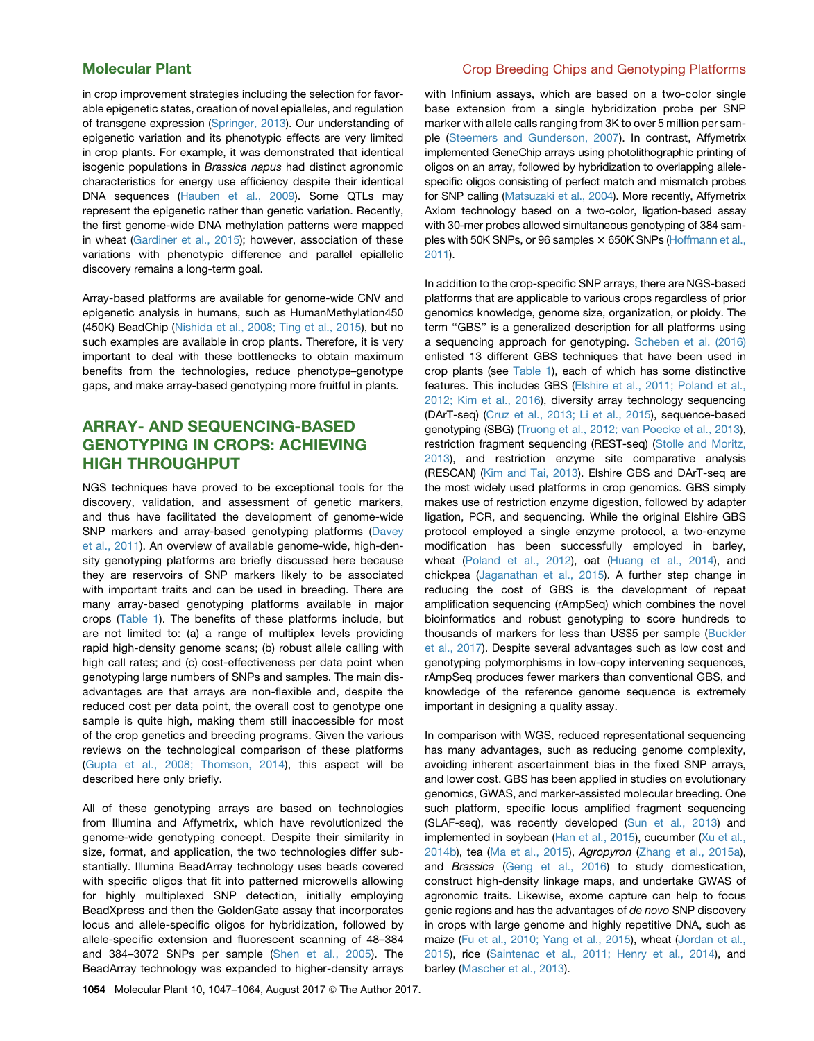in crop improvement strategies including the selection for favorable epigenetic states, creation of novel epialleles, and regulation of transgene expression (Springer, 2013). Our understanding of epigenetic variation and its phenotypic effects are very limited in crop plants. For example, it was demonstrated that identical isogenic populations in *Brassica napus* had distinct agronomic characteristics for energy use efficiency despite their identical DNA sequences (Hauben et al., 2009). Some QTLs may represent the epigenetic rather than genetic variation. Recently, the first genome-wide DNA methylation patterns were mapped in wheat (Gardiner et al., 2015); however, association of these variations with phenotypic difference and parallel epiallelic discovery remains a long-term goal.

Array-based platforms are available for genome-wide CNV and epigenetic analysis in humans, such as HumanMethylation450 (450K) BeadChip (Nishida et al., 2008; Ting et al., 2015), but no such examples are available in crop plants. Therefore, it is very important to deal with these bottlenecks to obtain maximum benefits from the technologies, reduce phenotype–genotype gaps, and make array-based genotyping more fruitful in plants.

## ARRAY- AND SEQUENCING-BASED GENOTYPING IN CROPS: ACHIEVING HIGH THROUGHPUT

NGS techniques have proved to be exceptional tools for the discovery, validation, and assessment of genetic markers, and thus have facilitated the development of genome-wide SNP markers and array-based genotyping platforms (Davey et al., 2011). An overview of available genome-wide, high-density genotyping platforms are briefly discussed here because they are reservoirs of SNP markers likely to be associated with important traits and can be used in breeding. There are many array-based genotyping platforms available in major crops (Table 1). The benefits of these platforms include, but are not limited to: (a) a range of multiplex levels providing rapid high-density genome scans; (b) robust allele calling with high call rates; and (c) cost-effectiveness per data point when genotyping large numbers of SNPs and samples. The main disadvantages are that arrays are non-flexible and, despite the reduced cost per data point, the overall cost to genotype one sample is quite high, making them still inaccessible for most of the crop genetics and breeding programs. Given the various reviews on the technological comparison of these platforms (Gupta et al., 2008; Thomson, 2014), this aspect will be described here only briefly.

All of these genotyping arrays are based on technologies from Illumina and Affymetrix, which have revolutionized the genome-wide genotyping concept. Despite their similarity in size, format, and application, the two technologies differ substantially. Illumina BeadArray technology uses beads covered with specific oligos that fit into patterned microwells allowing for highly multiplexed SNP detection, initially employing BeadXpress and then the GoldenGate assay that incorporates locus and allele-specific oligos for hybridization, followed by allele-specific extension and fluorescent scanning of 48–384 and 384–3072 SNPs per sample (Shen et al., 2005). The BeadArray technology was expanded to higher-density arrays with Infinium assays, which are based on a two-color single base extension from a single hybridization probe per SNP marker with allele calls ranging from 3K to over 5 million per sample (Steemers and Gunderson, 2007). In contrast, Affymetrix implemented GeneChip arrays using photolithographic printing of oligos on an array, followed by hybridization to overlapping allele-specific oligos consisting of perfect match and mismatch probes for SNP calling (Matsuzaki et al., 2004). More recently, Affymetrix Axiom technology based on a two-color, ligation-based assay with 30-mer probes allowed simultaneous genotyping of 384 samples with 50K SNPs, or 96 samples × 650K SNPs (Hoffmann et al., 2011).

In addition to the crop-specific SNP arrays, there are NGS-based platforms that are applicable to various crops regardless of prior genomics knowledge, genome size, organization, or ploidy. The term "GBS" is a generalized description for all platforms using a sequencing approach for genotyping. Scheben et al. (2016) enlisted 13 different GBS techniques that have been used in crop plants (see Table 1), each of which has some distinctive features. This includes GBS (Elshire et al., 2011; Poland et al., 2012; Kim et al., 2016), diversity array technology sequencing (DArT-seq) (Cruz et al., 2013; Li et al., 2015), sequence-based genotyping (SBG) (Truong et al., 2012; van Poecke et al., 2013), restriction fragment sequencing (REST-seq) (Stolle and Moritz, 2013), and restriction enzyme site comparative analysis (RESCAN) (Kim and Tai, 2013). Elshire GBS and DArT-seq are the most widely used platforms in crop genomics. GBS simply makes use of restriction enzyme digestion, followed by adapter ligation, PCR, and sequencing. While the original Elshire GBS protocol employed a single enzyme protocol, a two-enzyme modification has been successfully employed in barley, wheat (Poland et al., 2012), oat (Huang et al., 2014), and chickpea (Jaganathan et al., 2015). A further step change in reducing the cost of GBS is the development of repeat amplification sequencing (rAmpSeq) which combines the novel bioinformatics and robust genotyping to score hundreds to thousands of markers for less than US$5 per sample (Buckler et al., 2017). Despite several advantages such as low cost and genotyping polymorphisms in low-copy intervening sequences, rAmpSeq produces fewer markers than conventional GBS, and knowledge of the reference genome sequence is extremely important in designing a quality assay.

In comparison with WGS, reduced representational sequencing has many advantages, such as reducing genome complexity, avoiding inherent ascertainment bias in the fixed SNP arrays, and lower cost. GBS has been applied in studies on evolutionary genomics, GWAS, and marker-assisted molecular breeding. One such platform, specific locus amplified fragment sequencing (SLAF-seq), was recently developed (Sun et al., 2013) and implemented in soybean (Han et al., 2015), cucumber (Xu et al., 2014b), tea (Ma et al., 2015), *Agropyron* (Zhang et al., 2015a), and *Brassica* (Geng et al., 2016) to study domestication, construct high-density linkage maps, and undertake GWAS of agronomic traits. Likewise, exome capture can help to focus genic regions and has the advantages of *de novo* SNP discovery in crops with large genome and highly repetitive DNA, such as maize (Fu et al., 2010; Yang et al., 2015), wheat (Jordan et al., 2015), rice (Saintenac et al., 2011; Henry et al., 2014), and barley (Mascher et al., 2013).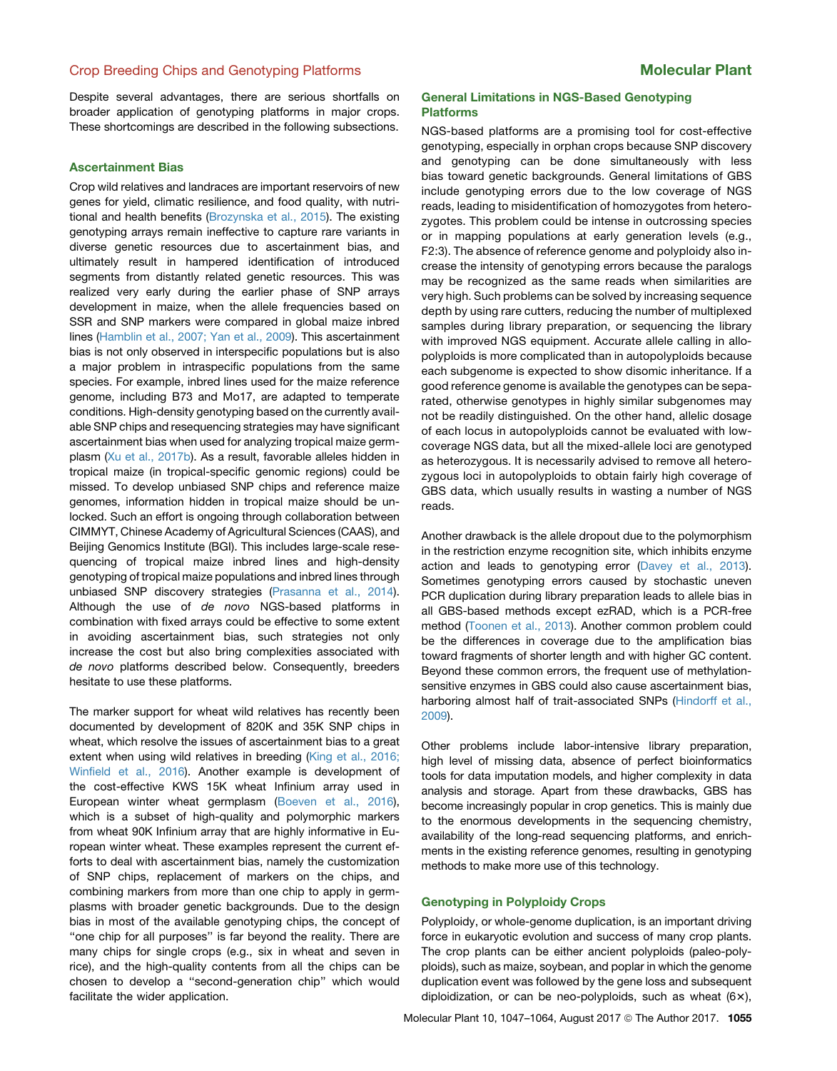Despite several advantages, there are serious shortfalls on broader application of genotyping platforms in major crops. These shortcomings are described in the following subsections.

### Ascertainment Bias

Crop wild relatives and landraces are important reservoirs of new genes for yield, climatic resilience, and food quality, with nutritional and health benefits (Brozynska et al., 2015). The existing genotyping arrays remain ineffective to capture rare variants in diverse genetic resources due to ascertainment bias, and ultimately result in hampered identification of introduced segments from distantly related genetic resources. This was realized very early during the earlier phase of SNP arrays development in maize, when the allele frequencies based on SSR and SNP markers were compared in global maize inbred lines (Hamblin et al., 2007; Yan et al., 2009). This ascertainment bias is not only observed in interspecific populations but is also a major problem in intraspecific populations from the same species. For example, inbred lines used for the maize reference genome, including B73 and Mo17, are adapted to temperate conditions. High-density genotyping based on the currently available SNP chips and resequencing strategies may have significant ascertainment bias when used for analyzing tropical maize germplasm (Xu et al., 2017b). As a result, favorable alleles hidden in tropical maize (in tropical-specific genomic regions) could be missed. To develop unbiased SNP chips and reference maize genomes, information hidden in tropical maize should be unlocked. Such an effort is ongoing through collaboration between CIMMYT, Chinese Academy of Agricultural Sciences (CAAS), and Beijing Genomics Institute (BGI). This includes large-scale resequencing of tropical maize inbred lines and high-density genotyping of tropical maize populations and inbred lines through unbiased SNP discovery strategies (Prasanna et al., 2014). Although the use of *de novo* NGS-based platforms in combination with fixed arrays could be effective to some extent in avoiding ascertainment bias, such strategies not only increase the cost but also bring complexities associated with *de novo* platforms described below. Consequently, breeders hesitate to use these platforms.

The marker support for wheat wild relatives has recently been documented by development of 820K and 35K SNP chips in wheat, which resolve the issues of ascertainment bias to a great extent when using wild relatives in breeding (King et al., 2016; Winfield et al., 2016). Another example is development of the cost-effective KWS 15K wheat Infinium array used in European winter wheat germplasm (Boeven et al., 2016), which is a subset of high-quality and polymorphic markers from wheat 90K Infinium array that are highly informative in European winter wheat. These examples represent the current efforts to deal with ascertainment bias, namely the customization of SNP chips, replacement of markers on the chips, and combining markers from more than one chip to apply in germplasms with broader genetic backgrounds. Due to the design bias in most of the available genotyping chips, the concept of "one chip for all purposes" is far beyond the reality. There are many chips for single crops (e.g., six in wheat and seven in rice), and the high-quality contents from all the chips can be chosen to develop a "second-generation chip" which would facilitate the wider application.

### General Limitations in NGS-Based Genotyping Platforms

NGS-based platforms are a promising tool for cost-effective genotyping, especially in orphan crops because SNP discovery and genotyping can be done simultaneously with less bias toward genetic backgrounds. General limitations of GBS include genotyping errors due to the low coverage of NGS reads, leading to misidentification of homozygotes from heterozygotes. This problem could be intense in outcrossing species or in mapping populations at early generation levels (e.g., F2:3). The absence of reference genome and polyploidy also increase the intensity of genotyping errors because the paralogs may be recognized as the same reads when similarities are very high. Such problems can be solved by increasing sequence depth by using rare cutters, reducing the number of multiplexed samples during library preparation, or sequencing the library with improved NGS equipment. Accurate allele calling in allopolyploids is more complicated than in autopolyploids because each subgenome is expected to show disomic inheritance. If a good reference genome is available the genotypes can be separated, otherwise genotypes in highly similar subgenomes may not be readily distinguished. On the other hand, allelic dosage of each locus in autopolyploids cannot be evaluated with low-coverage NGS data, but all the mixed-allele loci are genotyped as heterozygous. It is necessarily advised to remove all heterozygous loci in autopolyploids to obtain fairly high coverage of GBS data, which usually results in wasting a number of NGS reads.

Another drawback is the allele dropout due to the polymorphism in the restriction enzyme recognition site, which inhibits enzyme action and leads to genotyping error (Davey et al., 2013). Sometimes genotyping errors caused by stochastic uneven PCR duplication during library preparation leads to allele bias in all GBS-based methods except ezRAD, which is a PCR-free method (Toonen et al., 2013). Another common problem could be the differences in coverage due to the amplification bias toward fragments of shorter length and with higher GC content. Beyond these common errors, the frequent use of methylation-sensitive enzymes in GBS could also cause ascertainment bias, harboring almost half of trait-associated SNPs (Hindorff et al., 2009).

Other problems include labor-intensive library preparation, high level of missing data, absence of perfect bioinformatics tools for data imputation models, and higher complexity in data analysis and storage. Apart from these drawbacks, GBS has become increasingly popular in crop genetics. This is mainly due to the enormous developments in the sequencing chemistry, availability of the long-read sequencing platforms, and enrichments in the existing reference genomes, resulting in genotyping methods to make more use of this technology.

### Genotyping in Polyploidy Crops

Polyploidy, or whole-genome duplication, is an important driving force in eukaryotic evolution and success of many crop plants. The crop plants can be either ancient polyploids (paleo-polyploids), such as maize, soybean, and poplar in which the genome duplication event was followed by the gene loss and subsequent diploidization, or can be neo-polyploids, such as wheat (6×),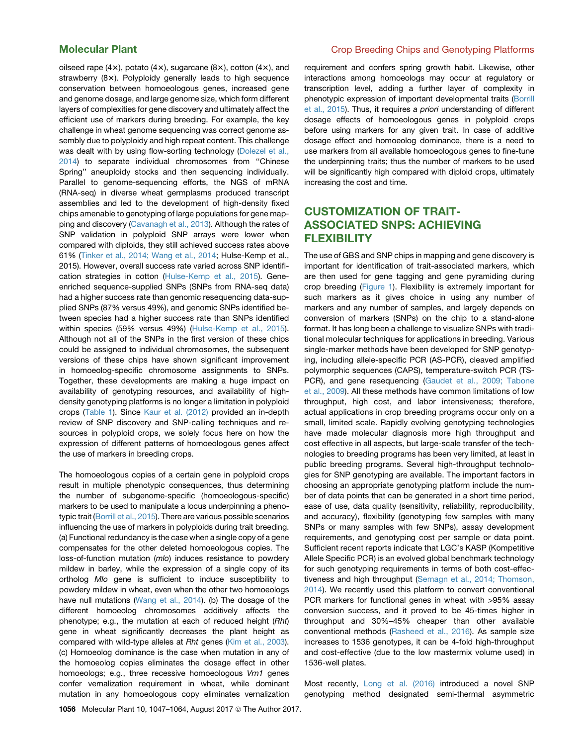oilseed rape (4×), potato (4×), sugarcane (8×), cotton (4×), and strawberry (8×). Polyploidy generally leads to high sequence conservation between homoeologous genes, increased gene and genome dosage, and large genome size, which form different layers of complexities for gene discovery and ultimately affect the efficient use of markers during breeding. For example, the key challenge in wheat genome sequencing was correct genome assembly due to polyploidy and high repeat content. This challenge was dealt with by using flow-sorting technology (Dolezel et al., 2014) to separate individual chromosomes from ''Chinese Spring'' aneuploidy stocks and then sequencing individually. Parallel to genome-sequencing efforts, the NGS of mRNA (RNA-seq) in diverse wheat germplasms produced transcript assemblies and led to the development of high-density fixed chips amenable to genotyping of large populations for gene mapping and discovery (Cavanagh et al., 2013). Although the rates of SNP validation in polyploid SNP arrays were lower when compared with diploids, they still achieved success rates above 61% (Tinker et al., 2014; Wang et al., 2014; Hulse-Kemp et al., 2015). However, overall success rate varied across SNP identification strategies in cotton (Hulse-Kemp et al., 2015). Gene-enriched sequence-supplied SNPs (SNPs from RNA-seq data) had a higher success rate than genomic resequencing data-supplied SNPs (87% versus 49%), and genomic SNPs identified between species had a higher success rate than SNPs identified within species (59% versus 49%) (Hulse-Kemp et al., 2015). Although not all of the SNPs in the first version of these chips could be assigned to individual chromosomes, the subsequent versions of these chips have shown significant improvement in homoeolog-specific chromosome assignments to SNPs. Together, these developments are making a huge impact on availability of genotyping resources, and availability of high-density genotyping platforms is no longer a limitation in polyploid crops (Table 1). Since Kaur et al. (2012) provided an in-depth review of SNP discovery and SNP-calling techniques and resources in polyploid crops, we solely focus here on how the expression of different patterns of homoeologous genes affect the use of markers in breeding crops.

The homoeologous copies of a certain gene in polyploid crops result in multiple phenotypic consequences, thus determining the number of subgenome-specific (homoeologous-specific) markers to be used to manipulate a locus underpinning a phenotypic trait (Borrill et al., 2015). There are various possible scenarios influencing the use of markers in polyploids during trait breeding. (a) Functional redundancy is the case when a single copy of a gene compensates for the other deleted homoeologous copies. The loss-of-function mutation (*mlo*) induces resistance to powdery mildew in barley, while the expression of a single copy of its ortholog *Mlo* gene is sufficient to induce susceptibility to powdery mildew in wheat, even when the other two homoeologs have null mutations (Wang et al., 2014). (b) The dosage of the different homoeolog chromosomes additively affects the phenotype; e.g., the mutation at each of reduced height (*Rht*) gene in wheat significantly decreases the plant height as compared with wild-type alleles at *Rht* genes (Kim et al., 2003). (c) Homoeolog dominance is the case when mutation in any of the homoeolog copies eliminates the dosage effect in other homoeologs; e.g., three recessive homoeologous *Vrn1* genes confer vernalization requirement in wheat, while dominant mutation in any homoeologous copy eliminates vernalization requirement and confers spring growth habit. Likewise, other interactions among homoeologs may occur at regulatory or transcription level, adding a further layer of complexity in phenotypic expression of important developmental traits (Borrill et al., 2015). Thus, it requires *a priori* understanding of different dosage effects of homoeologous genes in polyploid crops before using markers for any given trait. In case of additive dosage effect and homoeolog dominance, there is a need to use markers from all available homoeologous genes to fine-tune the underpinning traits; thus the number of markers to be used will be significantly high compared with diploid crops, ultimately increasing the cost and time.

## CUSTOMIZATION OF TRAIT-ASSOCIATED SNPS: ACHIEVING FLEXIBILITY

The use of GBS and SNP chips in mapping and gene discovery is important for identification of trait-associated markers, which are then used for gene tagging and gene pyramiding during crop breeding (Figure 1). Flexibility is extremely important for such markers as it gives choice in using any number of markers and any number of samples, and largely depends on conversion of markers (SNPs) on the chip to a stand-alone format. It has long been a challenge to visualize SNPs with traditional molecular techniques for applications in breeding. Various single-marker methods have been developed for SNP genotyping, including allele-specific PCR (AS-PCR), cleaved amplified polymorphic sequences (CAPS), temperature-switch PCR (TS-PCR), and gene resequencing (Gaudet et al., 2009; Tabone et al., 2009). All these methods have common limitations of low throughput, high cost, and labor intensiveness; therefore, actual applications in crop breeding programs occur only on a small, limited scale. Rapidly evolving genotyping technologies have made molecular diagnosis more high throughput and cost effective in all aspects, but large-scale transfer of the technologies to breeding programs has been very limited, at least in public breeding programs. Several high-throughput technologies for SNP genotyping are available. The important factors in choosing an appropriate genotyping platform include the number of data points that can be generated in a short time period, ease of use, data quality (sensitivity, reliability, reproducibility, and accuracy), flexibility (genotyping few samples with many SNPs or many samples with few SNPs), assay development requirements, and genotyping cost per sample or data point. Sufficient recent reports indicate that LGC's KASP (Kompetitive Allele Specific PCR) is an evolved global benchmark technology for such genotyping requirements in terms of both cost-effectiveness and high throughput (Semagn et al., 2014; Thomson, 2014). We recently used this platform to convert conventional PCR markers for functional genes in wheat with >95% assay conversion success, and it proved to be 45-times higher in throughput and 30%–45% cheaper than other available conventional methods (Rasheed et al., 2016). As sample size increases to 1536 genotypes, it can be 4-fold high-throughput and cost-effective (due to the low mastermix volume used) in 1536-well plates.

Most recently, Long et al. (2016) introduced a novel SNP genotyping method designated semi-thermal asymmetric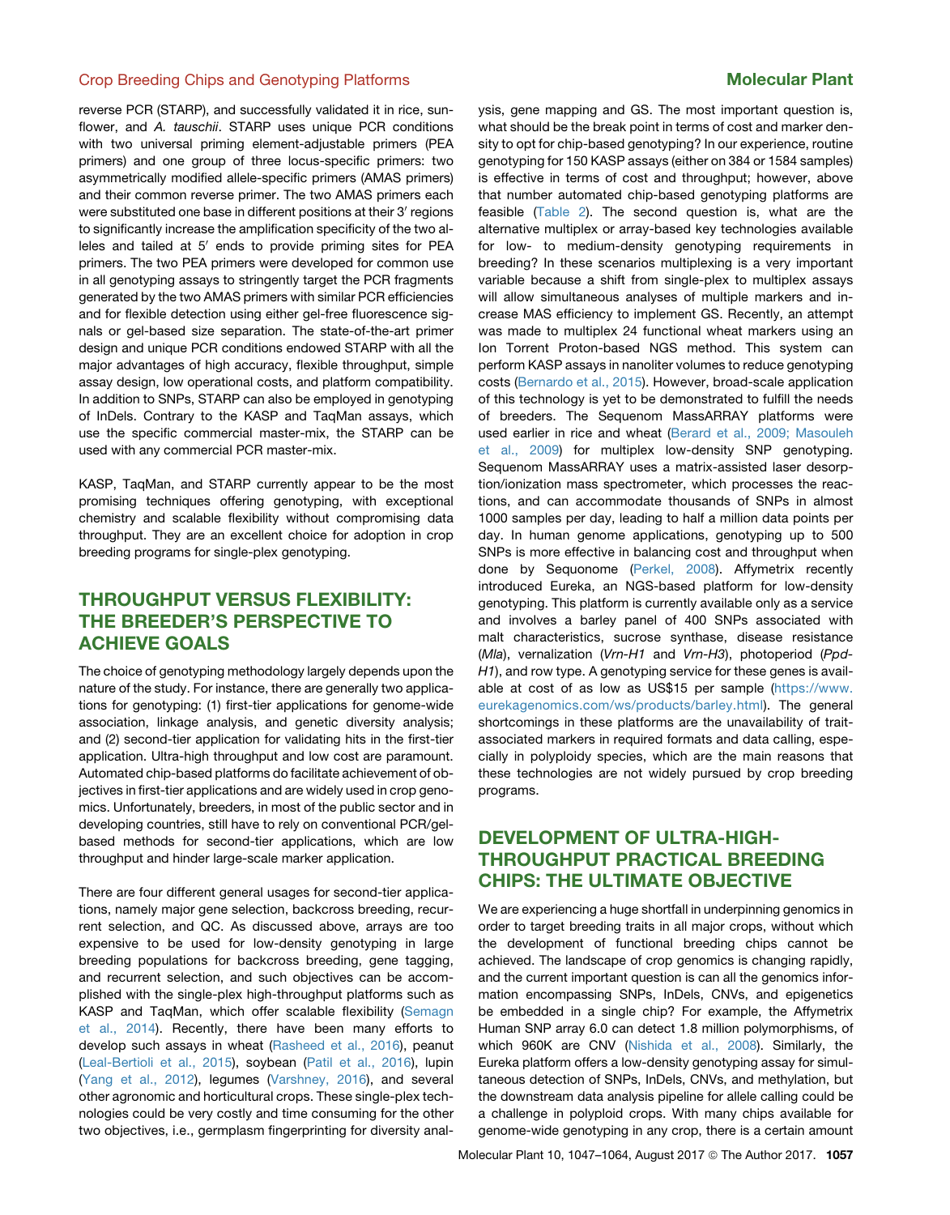reverse PCR (STARP), and successfully validated it in rice, sunflower, and *A. tauschii*. STARP uses unique PCR conditions with two universal priming element-adjustable primers (PEA primers) and one group of three locus-specific primers: two asymmetrically modified allele-specific primers (AMAS primers) and their common reverse primer. The two AMAS primers each were substituted one base in different positions at their 3′ regions to significantly increase the amplification specificity of the two alleles and tailed at 5′ ends to provide priming sites for PEA primers. The two PEA primers were developed for common use in all genotyping assays to stringently target the PCR fragments generated by the two AMAS primers with similar PCR efficiencies and for flexible detection using either gel-free fluorescence signals or gel-based size separation. The state-of-the-art primer design and unique PCR conditions endowed STARP with all the major advantages of high accuracy, flexible throughput, simple assay design, low operational costs, and platform compatibility. In addition to SNPs, STARP can also be employed in genotyping of InDels. Contrary to the KASP and TaqMan assays, which use the specific commercial master-mix, the STARP can be used with any commercial PCR master-mix.

KASP, TaqMan, and STARP currently appear to be the most promising techniques offering genotyping, with exceptional chemistry and scalable flexibility without compromising data throughput. They are an excellent choice for adoption in crop breeding programs for single-plex genotyping.

## THROUGHPUT VERSUS FLEXIBILITY: THE BREEDER'S PERSPECTIVE TO ACHIEVE GOALS

The choice of genotyping methodology largely depends upon the nature of the study. For instance, there are generally two applications for genotyping: (1) first-tier applications for genome-wide association, linkage analysis, and genetic diversity analysis; and (2) second-tier application for validating hits in the first-tier application. Ultra-high throughput and low cost are paramount. Automated chip-based platforms do facilitate achievement of objectives in first-tier applications and are widely used in crop genomics. Unfortunately, breeders, in most of the public sector and in developing countries, still have to rely on conventional PCR/gel-based methods for second-tier applications, which are low throughput and hinder large-scale marker application.

There are four different general usages for second-tier applications, namely major gene selection, backcross breeding, recurrent selection, and QC. As discussed above, arrays are too expensive to be used for low-density genotyping in large breeding populations for backcross breeding, gene tagging, and recurrent selection, and such objectives can be accomplished with the single-plex high-throughput platforms such as KASP and TaqMan, which offer scalable flexibility (Semagn et al., 2014). Recently, there have been many efforts to develop such assays in wheat (Rasheed et al., 2016), peanut (Leal-Bertioli et al., 2015), soybean (Patil et al., 2016), lupin (Yang et al., 2012), legumes (Varshney, 2016), and several other agronomic and horticultural crops. These single-plex technologies could be very costly and time consuming for the other two objectives, i.e., germplasm fingerprinting for diversity analysis, gene mapping and GS. The most important question is, what should be the break point in terms of cost and marker density to opt for chip-based genotyping? In our experience, routine genotyping for 150 KASP assays (either on 384 or 1584 samples) is effective in terms of cost and throughput; however, above that number automated chip-based genotyping platforms are feasible (Table 2). The second question is, what are the alternative multiplex or array-based key technologies available for low- to medium-density genotyping requirements in breeding? In these scenarios multiplexing is a very important variable because a shift from single-plex to multiplex assays will allow simultaneous analyses of multiple markers and increase MAS efficiency to implement GS. Recently, an attempt was made to multiplex 24 functional wheat markers using an Ion Torrent Proton-based NGS method. This system can perform KASP assays in nanoliter volumes to reduce genotyping costs (Bernardo et al., 2015). However, broad-scale application of this technology is yet to be demonstrated to fulfill the needs of breeders. The Sequenom MassARRAY platforms were used earlier in rice and wheat (Berard et al., 2009; Masouleh et al., 2009) for multiplex low-density SNP genotyping. Sequenom MassARRAY uses a matrix-assisted laser desorption/ionization mass spectrometer, which processes the reactions, and can accommodate thousands of SNPs in almost 1000 samples per day, leading to half a million data points per day. In human genome applications, genotyping up to 500 SNPs is more effective in balancing cost and throughput when done by Sequonome (Perkel, 2008). Affymetrix recently introduced Eureka, an NGS-based platform for low-density genotyping. This platform is currently available only as a service and involves a barley panel of 400 SNPs associated with malt characteristics, sucrose synthase, disease resistance (*Mla*), vernalization (*Vrn-H1* and *Vrn-H3*), photoperiod (*Ppd-H1*), and row type. A genotyping service for these genes is available at cost of as low as US$15 per sample (https://www.eurekagenomics.com/ws/products/barley.html). The general shortcomings in these platforms are the unavailability of trait-associated markers in required formats and data calling, especially in polyploidy species, which are the main reasons that these technologies are not widely pursued by crop breeding programs.

## DEVELOPMENT OF ULTRA-HIGH-THROUGHPUT PRACTICAL BREEDING CHIPS: THE ULTIMATE OBJECTIVE

We are experiencing a huge shortfall in underpinning genomics in order to target breeding traits in all major crops, without which the development of functional breeding chips cannot be achieved. The landscape of crop genomics is changing rapidly, and the current important question is can all the genomics information encompassing SNPs, InDels, CNVs, and epigenetics be embedded in a single chip? For example, the Affymetrix Human SNP array 6.0 can detect 1.8 million polymorphisms, of which 960K are CNV (Nishida et al., 2008). Similarly, the Eureka platform offers a low-density genotyping assay for simultaneous detection of SNPs, InDels, CNVs, and methylation, but the downstream data analysis pipeline for allele calling could be a challenge in polyploid crops. With many chips available for genome-wide genotyping in any crop, there is a certain amount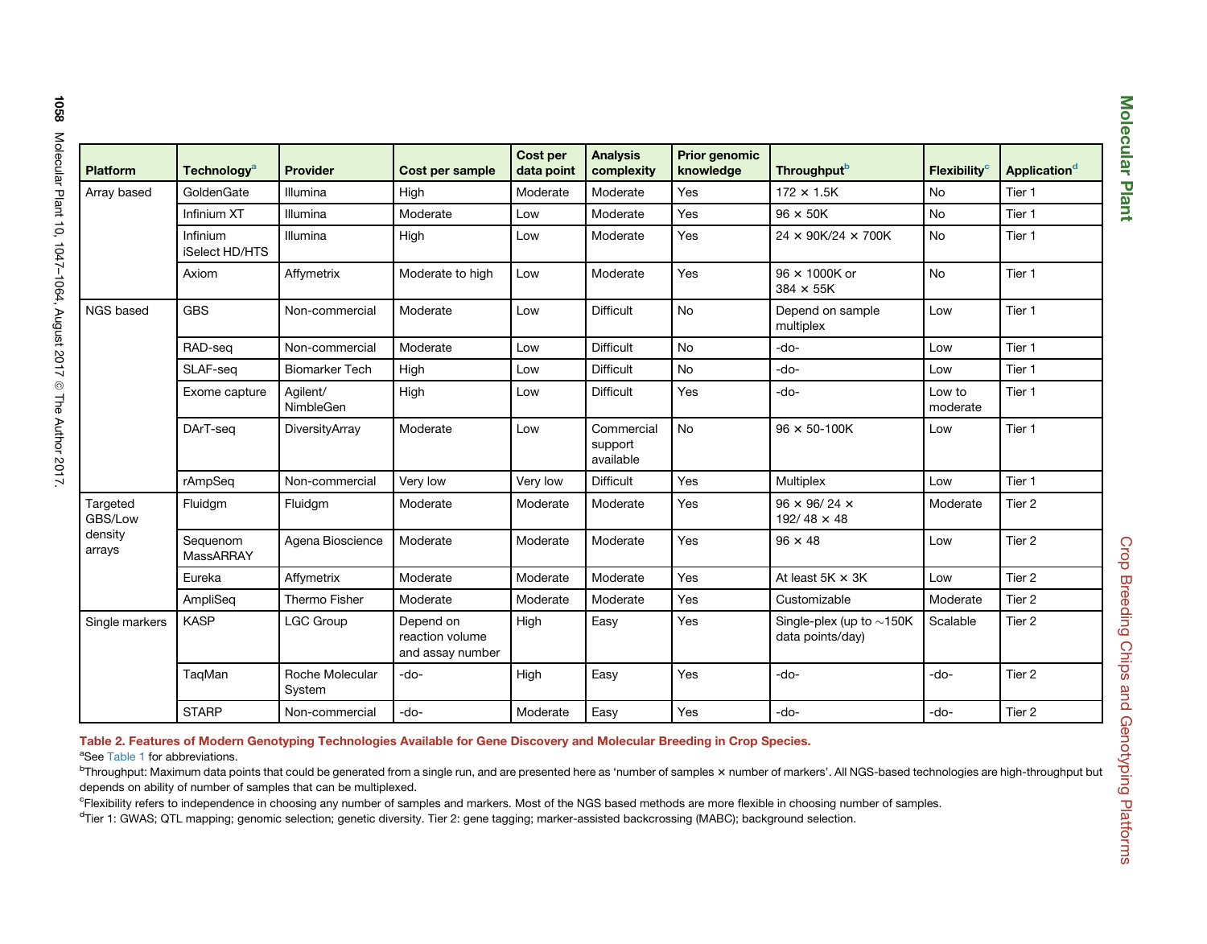| Platform | Technology[a] | Provider | Cost per sample | Cost per data point | Analysis complexity | Prior genomic knowledge | Throughput[b] | Flexibility[c] | Application[d] |
|---|---|---|---|---|---|---|---|---|---|
| Array based | GoldenGate | Illumina | High | Moderate | Moderate | Yes | 172 × 1.5K | No | Tier 1 |
| | Infinium XT | Illumina | Moderate | Low | Moderate | Yes | 96 × 50K | No | Tier 1 |
| | Infinium iSelect HD/HTS | Illumina | High | Low | Moderate | Yes | 24 × 90K/24 × 700K | No | Tier 1 |
| | Axiom | Affymetrix | Moderate to high | Low | Moderate | Yes | 96 × 1000K or 384 × 55K | No | Tier 1 |
| NGS based | GBS | Non-commercial | Moderate | Low | Difficult | No | Depend on sample multiplex | Low | Tier 1 |
| | RAD-seq | Non-commercial | Moderate | Low | Difficult | No | -do- | Low | Tier 1 |
| | SLAF-seq | Biomarker Tech | High | Low | Difficult | No | -do- | Low | Tier 1 |
| | Exome capture | Agilent/ NimbleGen | High | Low | Difficult | Yes | -do- | Low to moderate | Tier 1 |
| | DArT-seq | DiversityArray | Moderate | Low | Commercial support available | No | 96 × 50-100K | Low | Tier 1 |
| | rAmpSeq | Non-commercial | Very low | Very low | Difficult | Yes | Multiplex | Low | Tier 1 |
| Targeted GBS/Low density arrays | Fluidgm | Fluidgm | Moderate | Moderate | Moderate | Yes | 96 × 96/ 24 × 192/ 48 × 48 | Moderate | Tier 2 |
| | Sequenom MassARRAY | Agena Bioscience | Moderate | Moderate | Moderate | Yes | 96 × 48 | Low | Tier 2 |
| | Eureka | Affymetrix | Moderate | Moderate | Moderate | Yes | At least 5K × 3K | Low | Tier 2 |
| | AmpliSeq | Thermo Fisher | Moderate | Moderate | Moderate | Yes | Customizable | Moderate | Tier 2 |
| Single markers | KASP | LGC Group | Depend on reaction volume and assay number | High | Easy | Yes | Single-plex (up to ~150K data points/day) | Scalable | Tier 2 |
| | TaqMan | Roche Molecular System | -do- | High | Easy | Yes | -do- | -do- | Tier 2 |
| | STARP | Non-commercial | -do- | Moderate | Easy | Yes | -do- | -do- | Tier 2 |

**Table 2. Features of Modern Genotyping Technologies Available for Gene Discovery and Molecular Breeding in Crop Species.**

[a]See Table 1 for abbreviations.

[b]Throughput: Maximum data points that could be generated from a single run, and are presented here as 'number of samples × number of markers'. All NGS-based technologies are high-throughput but depends on ability of number of samples that can be multiplexed.

[c]Flexibility refers to independence in choosing any number of samples and markers. Most of the NGS based methods are more flexible in choosing number of samples.

[d]Tier 1: GWAS; QTL mapping; genomic selection; genetic diversity. Tier 2: gene tagging; marker-assisted backcrossing (MABC); background selection.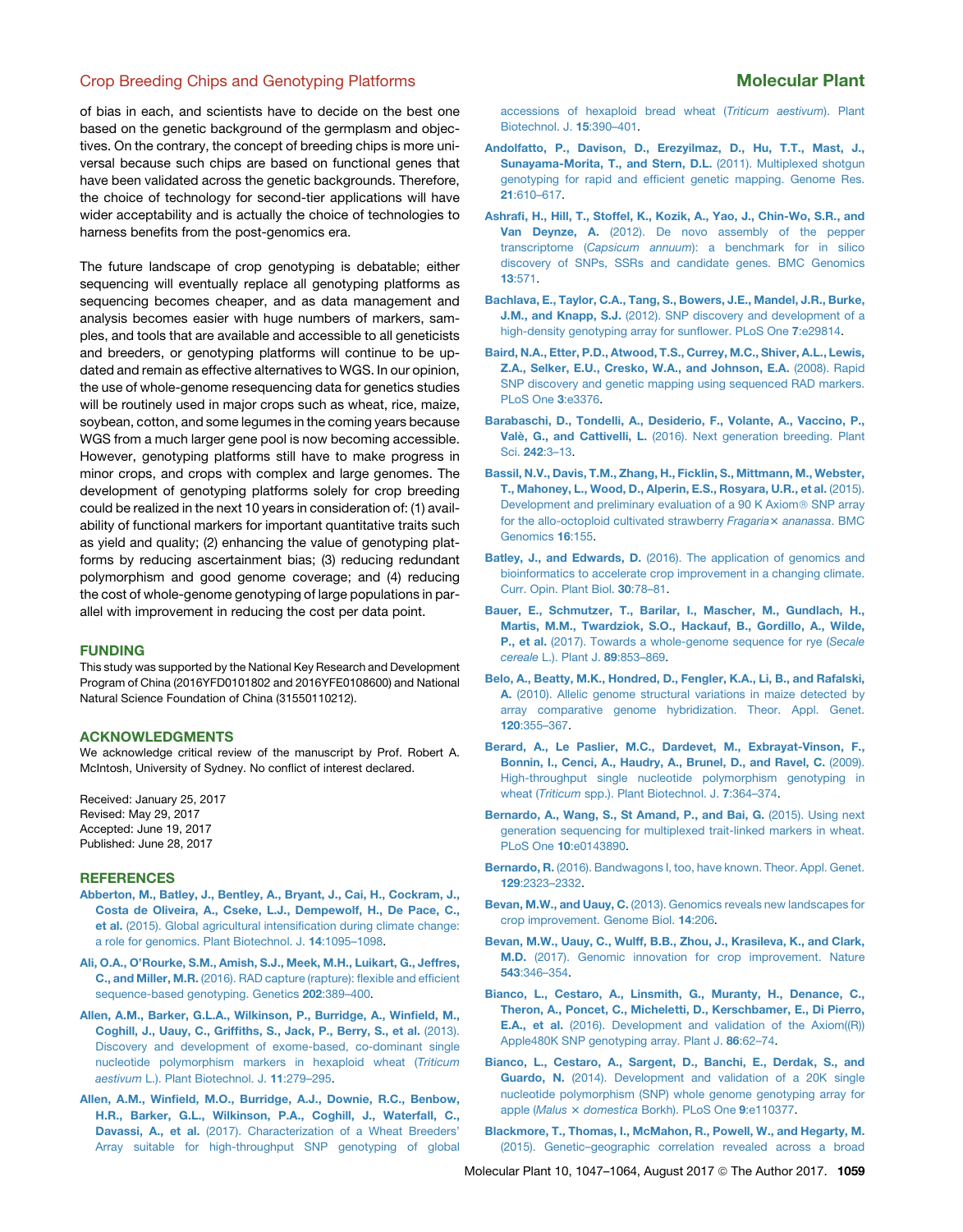of bias in each, and scientists have to decide on the best one based on the genetic background of the germplasm and objectives. On the contrary, the concept of breeding chips is more universal because such chips are based on functional genes that have been validated across the genetic backgrounds. Therefore, the choice of technology for second-tier applications will have wider acceptability and is actually the choice of technologies to harness benefits from the post-genomics era.

The future landscape of crop genotyping is debatable; either sequencing will eventually replace all genotyping platforms as sequencing becomes cheaper, and as data management and analysis becomes easier with huge numbers of markers, samples, and tools that are available and accessible to all geneticists and breeders, or genotyping platforms will continue to be updated and remain as effective alternatives to WGS. In our opinion, the use of whole-genome resequencing data for genetics studies will be routinely used in major crops such as wheat, rice, maize, soybean, cotton, and some legumes in the coming years because WGS from a much larger gene pool is now becoming accessible. However, genotyping platforms still have to make progress in minor crops, and crops with complex and large genomes. The development of genotyping platforms solely for crop breeding could be realized in the next 10 years in consideration of: (1) availability of functional markers for important quantitative traits such as yield and quality; (2) enhancing the value of genotyping platforms by reducing ascertainment bias; (3) reducing redundant polymorphism and good genome coverage; and (4) reducing the cost of whole-genome genotyping of large populations in parallel with improvement in reducing the cost per data point.

## FUNDING

This study was supported by the National Key Research and Development Program of China (2016YFD0101802 and 2016YFE0108600) and National Natural Science Foundation of China (31550110212).

## ACKNOWLEDGMENTS

We acknowledge critical review of the manuscript by Prof. Robert A. McIntosh, University of Sydney. No conflict of interest declared.

Received: January 25, 2017
Revised: May 29, 2017
Accepted: June 19, 2017
Published: June 28, 2017

## REFERENCES

**Abberton, M., Batley, J., Bentley, A., Bryant, J., Cai, H., Cockram, J., Costa de Oliveira, A., Cseke, L.J., Dempewolf, H., De Pace, C., et al.** (2015). Global agricultural intensification during climate change: a role for genomics. Plant Biotechnol. J. **14**:1095–1098.

**Ali, O.A., O'Rourke, S.M., Amish, S.J., Meek, M.H., Luikart, G., Jeffres, C., and Miller, M.R.** (2016). RAD capture (rapture): flexible and efficient sequence-based genotyping. Genetics **202**:389–400.

**Allen, A.M., Barker, G.L.A., Wilkinson, P., Burridge, A., Winfield, M., Coghill, J., Uauy, C., Griffiths, S., Jack, P., Berry, S., et al.** (2013). Discovery and development of exome-based, co-dominant single nucleotide polymorphism markers in hexaploid wheat (*Triticum aestivum* L.). Plant Biotechnol. J. **11**:279–295.

**Allen, A.M., Winfield, M.O., Burridge, A.J., Downie, R.C., Benbow, H.R., Barker, G.L., Wilkinson, P.A., Coghill, J., Waterfall, C., Davassi, A., et al.** (2017). Characterization of a Wheat Breeders' Array suitable for high-throughput SNP genotyping of global accessions of hexaploid bread wheat (*Triticum aestivum*). Plant Biotechnol. J. **15**:390–401.

**Andolfatto, P., Davison, D., Erezyilmaz, D., Hu, T.T., Mast, J., Sunayama-Morita, T., and Stern, D.L.** (2011). Multiplexed shotgun genotyping for rapid and efficient genetic mapping. Genome Res. **21**:610–617.

**Ashrafi, H., Hill, T., Stoffel, K., Kozik, A., Yao, J., Chin-Wo, S.R., and Van Deynze, A.** (2012). De novo assembly of the pepper transcriptome (*Capsicum annuum*): a benchmark for in silico discovery of SNPs, SSRs and candidate genes. BMC Genomics **13**:571.

**Bachlava, E., Taylor, C.A., Tang, S., Bowers, J.E., Mandel, J.R., Burke, J.M., and Knapp, S.J.** (2012). SNP discovery and development of a high-density genotyping array for sunflower. PLoS One **7**:e29814.

**Baird, N.A., Etter, P.D., Atwood, T.S., Currey, M.C., Shiver, A.L., Lewis, Z.A., Selker, E.U., Cresko, W.A., and Johnson, E.A.** (2008). Rapid SNP discovery and genetic mapping using sequenced RAD markers. PLoS One **3**:e3376.

**Barabaschi, D., Tondelli, A., Desiderio, F., Volante, A., Vaccino, P., Valè, G., and Cattivelli, L.** (2016). Next generation breeding. Plant Sci. **242**:3–13.

**Bassil, N.V., Davis, T.M., Zhang, H., Ficklin, S., Mittmann, M., Webster, T., Mahoney, L., Wood, D., Alperin, E.S., Rosyara, U.R., et al.** (2015). Development and preliminary evaluation of a 90 K Axiom® SNP array for the allo-octoploid cultivated strawberry *Fragaria× ananassa*. BMC Genomics **16**:155.

**Batley, J., and Edwards, D.** (2016). The application of genomics and bioinformatics to accelerate crop improvement in a changing climate. Curr. Opin. Plant Biol. **30**:78–81.

**Bauer, E., Schmutzer, T., Barilar, I., Mascher, M., Gundlach, H., Martis, M.M., Twardziok, S.O., Hackauf, B., Gordillo, A., Wilde, P., et al.** (2017). Towards a whole-genome sequence for rye (*Secale cereale* L.). Plant J. **89**:853–869.

**Belo, A., Beatty, M.K., Hondred, D., Fengler, K.A., Li, B., and Rafalski, A.** (2010). Allelic genome structural variations in maize detected by array comparative genome hybridization. Theor. Appl. Genet. **120**:355–367.

**Berard, A., Le Paslier, M.C., Dardevet, M., Exbrayat-Vinson, F., Bonnin, I., Cenci, A., Haudry, A., Brunel, D., and Ravel, C.** (2009). High-throughput single nucleotide polymorphism genotyping in wheat (*Triticum* spp.). Plant Biotechnol. J. **7**:364–374.

**Bernardo, A., Wang, S., St Amand, P., and Bai, G.** (2015). Using next generation sequencing for multiplexed trait-linked markers in wheat. PLoS One **10**:e0143890.

**Bernardo, R.** (2016). Bandwagons I, too, have known. Theor. Appl. Genet. **129**:2323–2332.

**Bevan, M.W., and Uauy, C.** (2013). Genomics reveals new landscapes for crop improvement. Genome Biol. **14**:206.

**Bevan, M.W., Uauy, C., Wulff, B.B., Zhou, J., Krasileva, K., and Clark, M.D.** (2017). Genomic innovation for crop improvement. Nature **543**:346–354.

**Bianco, L., Cestaro, A., Linsmith, G., Muranty, H., Denance, C., Theron, A., Poncet, C., Micheletti, D., Kerschbamer, E., Di Pierro, E.A., et al.** (2016). Development and validation of the Axiom((R)) Apple480K SNP genotyping array. Plant J. **86**:62–74.

**Bianco, L., Cestaro, A., Sargent, D., Banchi, E., Derdak, S., and Guardo, N.** (2014). Development and validation of a 20K single nucleotide polymorphism (SNP) whole genome genotyping array for apple (*Malus × domestica* Borkh). PLoS One **9**:e110377.

**Blackmore, T., Thomas, I., McMahon, R., Powell, W., and Hegarty, M.** (2015). Genetic–geographic correlation revealed across a broad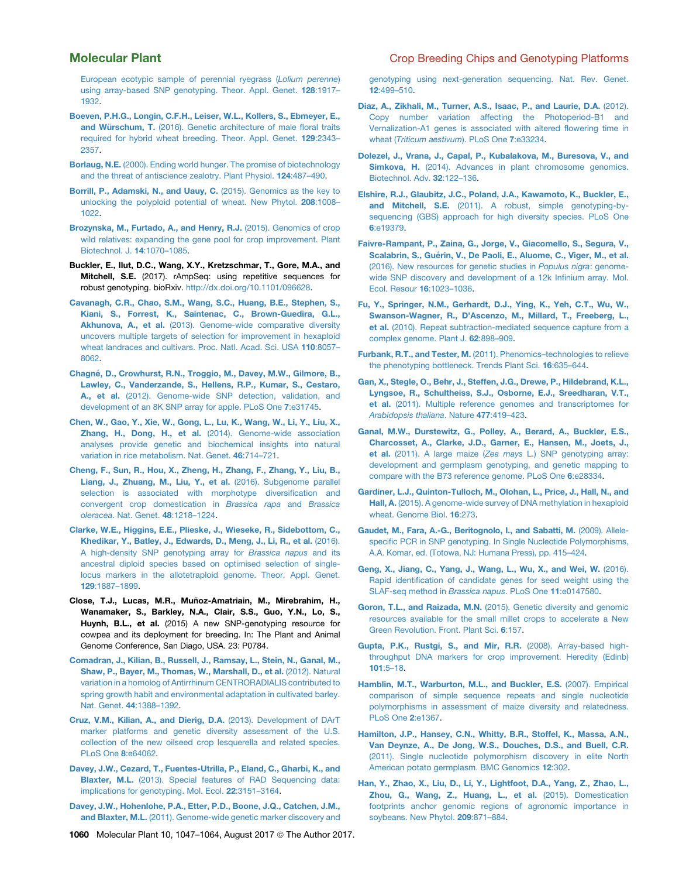European ecotypic sample of perennial ryegrass (*Lolium perenne*) using array-based SNP genotyping. Theor. Appl. Genet. **128**:1917–1932.

Boeven, P.H.G., Longin, C.F.H., Leiser, W.L., Kollers, S., Ebmeyer, E., and Würschum, T. (2016). Genetic architecture of male floral traits required for hybrid wheat breeding. Theor. Appl. Genet. **129**:2343–2357.

Borlaug, N.E. (2000). Ending world hunger. The promise of biotechnology and the threat of antiscience zealotry. Plant Physiol. **124**:487–490.

Borrill, P., Adamski, N., and Uauy, C. (2015). Genomics as the key to unlocking the polyploid potential of wheat. New Phytol. **208**:1008–1022.

Brozynska, M., Furtado, A., and Henry, R.J. (2015). Genomics of crop wild relatives: expanding the gene pool for crop improvement. Plant Biotechnol. J. **14**:1070–1085.

Buckler, E., Ilut, D.C., Wang, X.Y., Kretzschmar, T., Gore, M.A., and Mitchell, S.E. (2017). rAmpSeq: using repetitive sequences for robust genotyping. bioRxiv. http://dx.doi.org/10.1101/096628.

Cavanagh, C.R., Chao, S.M., Wang, S.C., Huang, B.E., Stephen, S., Kiani, S., Forrest, K., Saintenac, C., Brown-Guedira, G.L., Akhunova, A., et al. (2013). Genome-wide comparative diversity uncovers multiple targets of selection for improvement in hexaploid wheat landraces and cultivars. Proc. Natl. Acad. Sci. USA **110**:8057–8062.

Chagné, D., Crowhurst, R.N., Troggio, M., Davey, M.W., Gilmore, B., Lawley, C., Vanderzande, S., Hellens, R.P., Kumar, S., Cestaro, A., et al. (2012). Genome-wide SNP detection, validation, and development of an 8K SNP array for apple. PLoS One **7**:e31745.

Chen, W., Gao, Y., Xie, W., Gong, L., Lu, K., Wang, W., Li, Y., Liu, X., Zhang, H., Dong, H., et al. (2014). Genome-wide association analyses provide genetic and biochemical insights into natural variation in rice metabolism. Nat. Genet. **46**:714–721.

Cheng, F., Sun, R., Hou, X., Zheng, H., Zhang, F., Zhang, Y., Liu, B., Liang, J., Zhuang, M., Liu, Y., et al. (2016). Subgenome parallel selection is associated with morphotype diversification and convergent crop domestication in *Brassica rapa* and *Brassica oleracea*. Nat. Genet. **48**:1218–1224.

Clarke, W.E., Higgins, E.E., Plieske, J., Wieseke, R., Sidebottom, C., Khedikar, Y., Batley, J., Edwards, D., Meng, J., Li, R., et al. (2016). A high-density SNP genotyping array for *Brassica napus* and its ancestral diploid species based on optimised selection of single-locus markers in the allotetraploid genome. Theor. Appl. Genet. **129**:1887–1899.

Close, T.J., Lucas, M.R., Muñoz-Amatriain, M., Mirebrahim, H., Wanamaker, S., Barkley, N.A., Clair, S.S., Guo, Y.N., Lo, S., Huynh, B.L., et al. (2015) A new SNP-genotyping resource for cowpea and its deployment for breeding. In: The Plant and Animal Genome Conference, San Diago, USA. 23: P0784.

Comadran, J., Kilian, B., Russell, J., Ramsay, L., Stein, N., Ganal, M., Shaw, P., Bayer, M., Thomas, W., Marshall, D., et al. (2012). Natural variation in a homolog of Antirrhinum CENTRORADIALIS contributed to spring growth habit and environmental adaptation in cultivated barley. Nat. Genet. **44**:1388–1392.

Cruz, V.M., Kilian, A., and Dierig, D.A. (2013). Development of DArT marker platforms and genetic diversity assessment of the U.S. collection of the new oilseed crop lesquerella and related species. PLoS One **8**:e64062.

Davey, J.W., Cezard, T., Fuentes-Utrilla, P., Eland, C., Gharbi, K., and Blaxter, M.L. (2013). Special features of RAD Sequencing data: implications for genotyping. Mol. Ecol. **22**:3151–3164.

Davey, J.W., Hohenlohe, P.A., Etter, P.D., Boone, J.Q., Catchen, J.M., and Blaxter, M.L. (2011). Genome-wide genetic marker discovery and genotyping using next-generation sequencing. Nat. Rev. Genet. **12**:499–510.

Diaz, A., Zikhali, M., Turner, A.S., Isaac, P., and Laurie, D.A. (2012). Copy number variation affecting the Photoperiod-B1 and Vernalization-A1 genes is associated with altered flowering time in wheat (*Triticum aestivum*). PLoS One **7**:e33234.

Dolezel, J., Vrana, J., Capal, P., Kubalakova, M., Buresova, V., and Simkova, H. (2014). Advances in plant chromosome genomics. Biotechnol. Adv. **32**:122–136.

Elshire, R.J., Glaubitz, J.C., Poland, J.A., Kawamoto, K., Buckler, E., and Mitchell, S.E. (2011). A robust, simple genotyping-by-sequencing (GBS) approach for high diversity species. PLoS One **6**:e19379.

Faivre-Rampant, P., Zaina, G., Jorge, V., Giacomello, S., Segura, V., Scalabrin, S., Guérin, V., De Paoli, E., Aluome, C., Viger, M., et al. (2016). New resources for genetic studies in *Populus nigra*: genome-wide SNP discovery and development of a 12k Infinium array. Mol. Ecol. Resour **16**:1023–1036.

Fu, Y., Springer, N.M., Gerhardt, D.J., Ying, K., Yeh, C.T., Wu, W., Swanson-Wagner, R., D'Ascenzo, M., Millard, T., Freeberg, L., et al. (2010). Repeat subtraction-mediated sequence capture from a complex genome. Plant J. **62**:898–909.

Furbank, R.T., and Tester, M. (2011). Phenomics–technologies to relieve the phenotyping bottleneck. Trends Plant Sci. **16**:635–644.

Gan, X., Stegle, O., Behr, J., Steffen, J.G., Drewe, P., Hildebrand, K.L., Lyngsoe, R., Schultheiss, S.J., Osborne, E.J., Sreedharan, V.T., et al. (2011). Multiple reference genomes and transcriptomes for *Arabidopsis thaliana*. Nature **477**:419–423.

Ganal, M.W., Durstewitz, G., Polley, A., Berard, A., Buckler, E.S., Charcosset, A., Clarke, J.D., Garner, E., Hansen, M., Joets, J., et al. (2011). A large maize (*Zea mays* L.) SNP genotyping array: development and germplasm genotyping, and genetic mapping to compare with the B73 reference genome. PLoS One **6**:e28334.

Gardiner, L.J., Quinton-Tulloch, M., Olohan, L., Price, J., Hall, N., and Hall, A. (2015). A genome-wide survey of DNA methylation in hexaploid wheat. Genome Biol. **16**:273.

Gaudet, M., Fara, A.-G., Beritognolo, I., and Sabatti, M. (2009). Allele-specific PCR in SNP genotyping. In Single Nucleotide Polymorphisms, A.A. Komar, ed. (Totowa, NJ: Humana Press), pp. 415–424.

Geng, X., Jiang, C., Yang, J., Wang, L., Wu, X., and Wei, W. (2016). Rapid identification of candidate genes for seed weight using the SLAF-seq method in *Brassica napus*. PLoS One **11**:e0147580.

Goron, T.L., and Raizada, M.N. (2015). Genetic diversity and genomic resources available for the small millet crops to accelerate a New Green Revolution. Front. Plant Sci. **6**:157.

Gupta, P.K., Rustgi, S., and Mir, R.R. (2008). Array-based high-throughput DNA markers for crop improvement. Heredity (Edinb) **101**:5–18.

Hamblin, M.T., Warburton, M.L., and Buckler, E.S. (2007). Empirical comparison of simple sequence repeats and single nucleotide polymorphisms in assessment of maize diversity and relatedness. PLoS One **2**:e1367.

Hamilton, J.P., Hansey, C.N., Whitty, B.R., Stoffel, K., Massa, A.N., Van Deynze, A., De Jong, W.S., Douches, D.S., and Buell, C.R. (2011). Single nucleotide polymorphism discovery in elite North American potato germplasm. BMC Genomics **12**:302.

Han, Y., Zhao, X., Liu, D., Li, Y., Lightfoot, D.A., Yang, Z., Zhao, L., Zhou, G., Wang, Z., Huang, L., et al. (2015). Domestication footprints anchor genomic regions of agronomic importance in soybeans. New Phytol. **209**:871–884.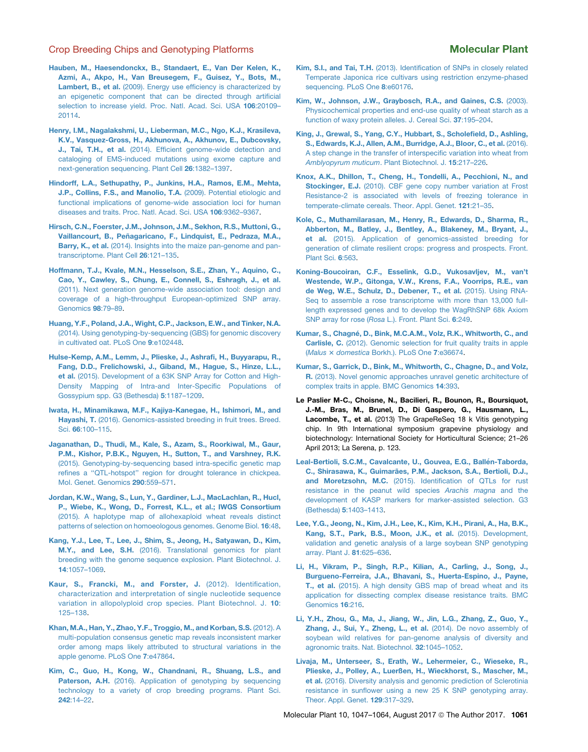**Hauben, M., Haesendonckx, B., Standaert, E., Van Der Kelen, K., Azmi, A., Akpo, H., Van Breusegem, F., Guisez, Y., Bots, M., Lambert, B., et al.** (2009). Energy use efficiency is characterized by an epigenetic component that can be directed through artificial selection to increase yield. Proc. Natl. Acad. Sci. USA **106**:20109–20114.

**Henry, I.M., Nagalakshmi, U., Lieberman, M.C., Ngo, K.J., Krasileva, K.V., Vasquez-Gross, H., Akhunova, A., Akhunov, E., Dubcovsky, J., Tai, T.H., et al.** (2014). Efficient genome-wide detection and cataloging of EMS-induced mutations using exome capture and next-generation sequencing. Plant Cell **26**:1382–1397.

**Hindorff, L.A., Sethupathy, P., Junkins, H.A., Ramos, E.M., Mehta, J.P., Collins, F.S., and Manolio, T.A.** (2009). Potential etiologic and functional implications of genome-wide association loci for human diseases and traits. Proc. Natl. Acad. Sci. USA **106**:9362–9367.

**Hirsch, C.N., Foerster, J.M., Johnson, J.M., Sekhon, R.S., Muttoni, G., Vaillancourt, B., Peñagaricano, F., Lindquist, E., Pedraza, M.A., Barry, K., et al.** (2014). Insights into the maize pan-genome and pan-transcriptome. Plant Cell **26**:121–135.

**Hoffmann, T.J., Kvale, M.N., Hesselson, S.E., Zhan, Y., Aquino, C., Cao, Y., Cawley, S., Chung, E., Connell, S., Eshragh, J., et al.** (2011). Next generation genome-wide association tool: design and coverage of a high-throughput European-optimized SNP array. Genomics **98**:79–89.

**Huang, Y.F., Poland, J.A., Wight, C.P., Jackson, E.W., and Tinker, N.A.** (2014). Using genotyping-by-sequencing (GBS) for genomic discovery in cultivated oat. PLoS One **9**:e102448.

**Hulse-Kemp, A.M., Lemm, J., Plieske, J., Ashrafi, H., Buyyarapu, R., Fang, D.D., Frelichowski, J., Giband, M., Hague, S., Hinze, L.L., et al.** (2015). Development of a 63K SNP Array for Cotton and High-Density Mapping of Intra-and Inter-Specific Populations of Gossypium spp. G3 (Bethesda) **5**:1187–1209.

**Iwata, H., Minamikawa, M.F., Kajiya-Kanegae, H., Ishimori, M., and Hayashi, T.** (2016). Genomics-assisted breeding in fruit trees. Breed. Sci. **66**:100–115.

**Jaganathan, D., Thudi, M., Kale, S., Azam, S., Roorkiwal, M., Gaur, P.M., Kishor, P.B.K., Nguyen, H., Sutton, T., and Varshney, R.K.** (2015). Genotyping-by-sequencing based intra-specific genetic map refines a "QTL-hotspot" region for drought tolerance in chickpea. Mol. Genet. Genomics **290**:559–571.

**Jordan, K.W., Wang, S., Lun, Y., Gardiner, L.J., MacLachlan, R., Hucl, P., Wiebe, K., Wong, D., Forrest, K.L., et al.; IWGS Consortium** (2015). A haplotype map of allohexaploid wheat reveals distinct patterns of selection on homoeologous genomes. Genome Biol. **16**:48.

**Kang, Y.J., Lee, T., Lee, J., Shim, S., Jeong, H., Satyawan, D., Kim, M.Y., and Lee, S.H.** (2016). Translational genomics for plant breeding with the genome sequence explosion. Plant Biotechnol. J. **14**:1057–1069.

**Kaur, S., Francki, M., and Forster, J.** (2012). Identification, characterization and interpretation of single nucleotide sequence variation in allopolyploid crop species. Plant Biotechnol. J. **10**:125–138.

**Khan, M.A., Han, Y., Zhao, Y.F., Troggio, M., and Korban, S.S.** (2012). A multi-population consensus genetic map reveals inconsistent marker order among maps likely attributed to structural variations in the apple genome. PLoS One **7**:e47864.

**Kim, C., Guo, H., Kong, W., Chandnani, R., Shuang, L.S., and Paterson, A.H.** (2016). Application of genotyping by sequencing technology to a variety of crop breeding programs. Plant Sci. **242**:14–22.

**Kim, S.I., and Tai, T.H.** (2013). Identification of SNPs in closely related Temperate Japonica rice cultivars using restriction enzyme-phased sequencing. PLoS One **8**:e60176.

**Kim, W., Johnson, J.W., Graybosch, R.A., and Gaines, C.S.** (2003). Physicochemical properties and end-use quality of wheat starch as a function of waxy protein alleles. J. Cereal Sci. **37**:195–204.

**King, J., Grewal, S., Yang, C.Y., Hubbart, S., Scholefield, D., Ashling, S., Edwards, K.J., Allen, A.M., Burridge, A.J., Bloor, C., et al.** (2016). A step change in the transfer of interspecific variation into wheat from *Amblyopyrum muticum*. Plant Biotechnol. J. **15**:217–226.

**Knox, A.K., Dhillon, T., Cheng, H., Tondelli, A., Pecchioni, N., and Stockinger, E.J.** (2010). CBF gene copy number variation at Frost Resistance-2 is associated with levels of freezing tolerance in temperate-climate cereals. Theor. Appl. Genet. **121**:21–35.

**Kole, C., Muthamilarasan, M., Henry, R., Edwards, D., Sharma, R., Abberton, M., Batley, J., Bentley, A., Blakeney, M., Bryant, J., et al.** (2015). Application of genomics-assisted breeding for generation of climate resilient crops: progress and prospects. Front. Plant Sci. **6**:563.

**Koning-Boucoiran, C.F., Esselink, G.D., Vukosavljev, M., van't Westende, W.P., Gitonga, V.W., Krens, F.A., Voorrips, R.E., van de Weg, W.E., Schulz, D., Debener, T., et al.** (2015). Using RNA-Seq to assemble a rose transcriptome with more than 13,000 full-length expressed genes and to develop the WagRhSNP 68k Axiom SNP array for rose (*Rosa* L.). Front. Plant Sci. **6**:249.

**Kumar, S., Chagné, D., Bink, M.C.A.M., Volz, R.K., Whitworth, C., and Carlisle, C.** (2012). Genomic selection for fruit quality traits in apple (*Malus × domestica* Borkh.). PLoS One **7**:e36674.

**Kumar, S., Garrick, D., Bink, M., Whitworth, C., Chagne, D., and Volz, R.** (2013). Novel genomic approaches unravel genetic architecture of complex traits in apple. BMC Genomics **14**:393.

**Le Paslier M-C., Choisne, N., Bacilieri, R., Bounon, R., Boursiquot, J.-M., Bras, M., Brunel, D., Di Gaspero, G., Hausmann, L., Lacombe, T., et al.** (2013) The GrapeReSeq 18 k Vitis genotyping chip. In 9th International symposium grapevine physiology and biotechnology: International Society for Horticultural Science; 21–26 April 2013; La Serena, p. 123.

**Leal-Bertioli, S.C.M., Cavalcante, U., Gouvea, E.G., Ballén-Taborda, C., Shirasawa, K., Guimarães, P.M., Jackson, S.A., Bertioli, D.J., and Moretzsohn, M.C.** (2015). Identification of QTLs for rust resistance in the peanut wild species *Arachis magna* and the development of KASP markers for marker-assisted selection. G3 (Bethesda) **5**:1403–1413.

**Lee, Y.G., Jeong, N., Kim, J.H., Lee, K., Kim, K.H., Pirani, A., Ha, B.K., Kang, S.T., Park, B.S., Moon, J.K., et al.** (2015). Development, validation and genetic analysis of a large soybean SNP genotyping array. Plant J. **81**:625–636.

**Li, H., Vikram, P., Singh, R.P., Kilian, A., Carling, J., Song, J., Burgueno-Ferreira, J.A., Bhavani, S., Huerta-Espino, J., Payne, T., et al.** (2015). A high density GBS map of bread wheat and its application for dissecting complex disease resistance traits. BMC Genomics **16**:216.

**Li, Y.H., Zhou, G., Ma, J., Jiang, W., Jin, L.G., Zhang, Z., Guo, Y., Zhang, J., Sui, Y., Zheng, L., et al.** (2014). De novo assembly of soybean wild relatives for pan-genome analysis of diversity and agronomic traits. Nat. Biotechnol. **32**:1045–1052.

**Livaja, M., Unterseer, S., Erath, W., Lehermeier, C., Wieseke, R., Plieske, J., Polley, A., Luerßen, H., Wieckhorst, S., Mascher, M., et al.** (2016). Diversity analysis and genomic prediction of Sclerotinia resistance in sunflower using a new 25 K SNP genotyping array. Theor. Appl. Genet. **129**:317–329.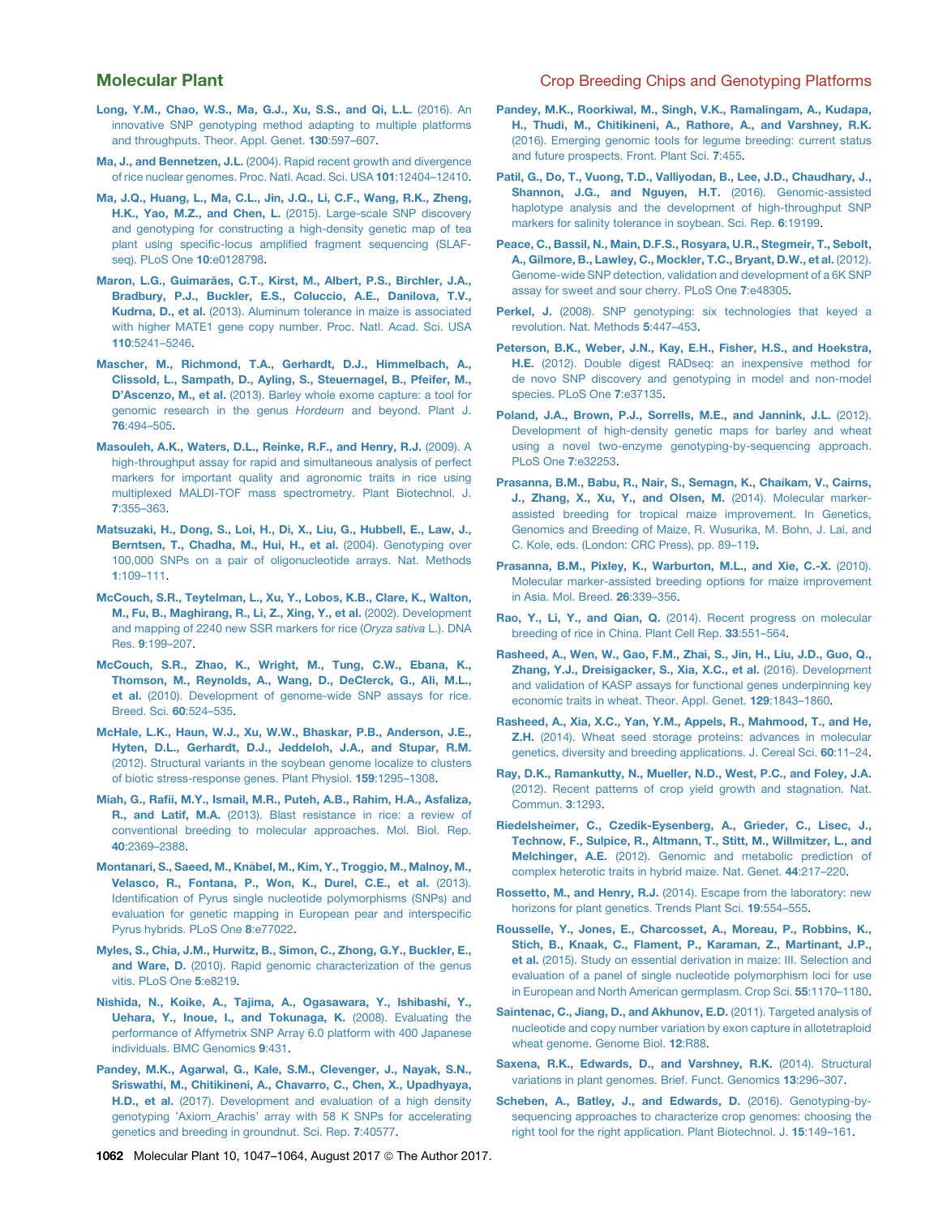**Long, Y.M., Chao, W.S., Ma, G.J., Xu, S.S., and Qi, L.L.** (2016). An innovative SNP genotyping method adapting to multiple platforms and throughputs. Theor. Appl. Genet. **130**:597–607.

**Ma, J., and Bennetzen, J.L.** (2004). Rapid recent growth and divergence of rice nuclear genomes. Proc. Natl. Acad. Sci. USA **101**:12404–12410.

**Ma, J.Q., Huang, L., Ma, C.L., Jin, J.Q., Li, C.F., Wang, R.K., Zheng, H.K., Yao, M.Z., and Chen, L.** (2015). Large-scale SNP discovery and genotyping for constructing a high-density genetic map of tea plant using specific-locus amplified fragment sequencing (SLAF-seq). PLoS One **10**:e0128798.

**Maron, L.G., Guimarães, C.T., Kirst, M., Albert, P.S., Birchler, J.A., Bradbury, P.J., Buckler, E.S., Coluccio, A.E., Danilova, T.V., Kudrna, D., et al.** (2013). Aluminum tolerance in maize is associated with higher MATE1 gene copy number. Proc. Natl. Acad. Sci. USA **110**:5241–5246.

**Mascher, M., Richmond, T.A., Gerhardt, D.J., Himmelbach, A., Clissold, L., Sampath, D., Ayling, S., Steuernagel, B., Pfeifer, M., D'Ascenzo, M., et al.** (2013). Barley whole exome capture: a tool for genomic research in the genus *Hordeum* and beyond. Plant J. **76**:494–505.

**Masouleh, A.K., Waters, D.L., Reinke, R.F., and Henry, R.J.** (2009). A high-throughput assay for rapid and simultaneous analysis of perfect markers for important quality and agronomic traits in rice using multiplexed MALDI-TOF mass spectrometry. Plant Biotechnol. J. **7**:355–363.

**Matsuzaki, H., Dong, S., Loi, H., Di, X., Liu, G., Hubbell, E., Law, J., Berntsen, T., Chadha, M., Hui, H., et al.** (2004). Genotyping over 100,000 SNPs on a pair of oligonucleotide arrays. Nat. Methods **1**:109–111.

**McCouch, S.R., Teytelman, L., Xu, Y., Lobos, K.B., Clare, K., Walton, M., Fu, B., Maghirang, R., Li, Z., Xing, Y., et al.** (2002). Development and mapping of 2240 new SSR markers for rice (*Oryza sativa* L.). DNA Res. **9**:199–207.

**McCouch, S.R., Zhao, K., Wright, M., Tung, C.W., Ebana, K., Thomson, M., Reynolds, A., Wang, D., DeClerck, G., Ali, M.L., et al.** (2010). Development of genome-wide SNP assays for rice. Breed. Sci. **60**:524–535.

**McHale, L.K., Haun, W.J., Xu, W.W., Bhaskar, P.B., Anderson, J.E., Hyten, D.L., Gerhardt, D.J., Jeddeloh, J.A., and Stupar, R.M.** (2012). Structural variants in the soybean genome localize to clusters of biotic stress-response genes. Plant Physiol. **159**:1295–1308.

**Miah, G., Rafii, M.Y., Ismail, M.R., Puteh, A.B., Rahim, H.A., Asfaliza, R., and Latif, M.A.** (2013). Blast resistance in rice: a review of conventional breeding to molecular approaches. Mol. Biol. Rep. **40**:2369–2388.

**Montanari, S., Saeed, M., Knäbel, M., Kim, Y., Troggio, M., Malnoy, M., Velasco, R., Fontana, P., Won, K., Durel, C.E., et al.** (2013). Identification of Pyrus single nucleotide polymorphisms (SNPs) and evaluation for genetic mapping in European pear and interspecific Pyrus hybrids. PLoS One **8**:e77022.

**Myles, S., Chia, J.M., Hurwitz, B., Simon, C., Zhong, G.Y., Buckler, E., and Ware, D.** (2010). Rapid genomic characterization of the genus vitis. PLoS One **5**:e8219.

**Nishida, N., Koike, A., Tajima, A., Ogasawara, Y., Ishibashi, Y., Uehara, Y., Inoue, I., and Tokunaga, K.** (2008). Evaluating the performance of Affymetrix SNP Array 6.0 platform with 400 Japanese individuals. BMC Genomics **9**:431.

**Pandey, M.K., Agarwal, G., Kale, S.M., Clevenger, J., Nayak, S.N., Sriswathi, M., Chitikineni, A., Chavarro, C., Chen, X., Upadhyaya, H.D., et al.** (2017). Development and evaluation of a high density genotyping 'Axiom_Arachis' array with 58 K SNPs for accelerating genetics and breeding in groundnut. Sci. Rep. **7**:40577.

**Pandey, M.K., Roorkiwal, M., Singh, V.K., Ramalingam, A., Kudapa, H., Thudi, M., Chitikineni, A., Rathore, A., and Varshney, R.K.** (2016). Emerging genomic tools for legume breeding: current status and future prospects. Front. Plant Sci. **7**:455.

**Patil, G., Do, T., Vuong, T.D., Valliyodan, B., Lee, J.D., Chaudhary, J., Shannon, J.G., and Nguyen, H.T.** (2016). Genomic-assisted haplotype analysis and the development of high-throughput SNP markers for salinity tolerance in soybean. Sci. Rep. **6**:19199.

**Peace, C., Bassil, N., Main, D.F.S., Rosyara, U.R., Stegmeir, T., Sebolt, A., Gilmore, B., Lawley, C., Mockler, T.C., Bryant, D.W., et al.** (2012). Genome-wide SNP detection, validation and development of a 6K SNP assay for sweet and sour cherry. PLoS One **7**:e48305.

**Perkel, J.** (2008). SNP genotyping: six technologies that keyed a revolution. Nat. Methods **5**:447–453.

**Peterson, B.K., Weber, J.N., Kay, E.H., Fisher, H.S., and Hoekstra, H.E.** (2012). Double digest RADseq: an inexpensive method for de novo SNP discovery and genotyping in model and non-model species. PLoS One **7**:e37135.

**Poland, J.A., Brown, P.J., Sorrells, M.E., and Jannink, J.L.** (2012). Development of high-density genetic maps for barley and wheat using a novel two-enzyme genotyping-by-sequencing approach. PLoS One **7**:e32253.

**Prasanna, B.M., Babu, R., Nair, S., Semagn, K., Chaikam, V., Cairns, J., Zhang, X., Xu, Y., and Olsen, M.** (2014). Molecular marker-assisted breeding for tropical maize improvement. In Genetics, Genomics and Breeding of Maize, R. Wusurika, M. Bohn, J. Lai, and C. Kole, eds. (London: CRC Press), pp. 89–119.

**Prasanna, B.M., Pixley, K., Warburton, M.L., and Xie, C.-X.** (2010). Molecular marker-assisted breeding options for maize improvement in Asia. Mol. Breed. **26**:339–356.

**Rao, Y., Li, Y., and Qian, Q.** (2014). Recent progress on molecular breeding of rice in China. Plant Cell Rep. **33**:551–564.

**Rasheed, A., Wen, W., Gao, F.M., Zhai, S., Jin, H., Liu, J.D., Guo, Q., Zhang, Y.J., Dreisigacker, S., Xia, X.C., et al.** (2016). Development and validation of KASP assays for functional genes underpinning key economic traits in wheat. Theor. Appl. Genet. **129**:1843–1860.

**Rasheed, A., Xia, X.C., Yan, Y.M., Appels, R., Mahmood, T., and He, Z.H.** (2014). Wheat seed storage proteins: advances in molecular genetics, diversity and breeding applications. J. Cereal Sci. **60**:11–24.

**Ray, D.K., Ramankutty, N., Mueller, N.D., West, P.C., and Foley, J.A.** (2012). Recent patterns of crop yield growth and stagnation. Nat. Commun. **3**:1293.

**Riedelsheimer, C., Czedik-Eysenberg, A., Grieder, C., Lisec, J., Technow, F., Sulpice, R., Altmann, T., Stitt, M., Willmitzer, L., and Melchinger, A.E.** (2012). Genomic and metabolic prediction of complex heterotic traits in hybrid maize. Nat. Genet. **44**:217–220.

**Rossetto, M., and Henry, R.J.** (2014). Escape from the laboratory: new horizons for plant genetics. Trends Plant Sci. **19**:554–555.

**Rousselle, Y., Jones, E., Charcosset, A., Moreau, P., Robbins, K., Stich, B., Knaak, C., Flament, P., Karaman, Z., Martinant, J.P., et al.** (2015). Study on essential derivation in maize: III. Selection and evaluation of a panel of single nucleotide polymorphism loci for use in European and North American germplasm. Crop Sci. **55**:1170–1180.

**Saintenac, C., Jiang, D., and Akhunov, E.D.** (2011). Targeted analysis of nucleotide and copy number variation by exon capture in allotetraploid wheat genome. Genome Biol. **12**:R88.

**Saxena, R.K., Edwards, D., and Varshney, R.K.** (2014). Structural variations in plant genomes. Brief. Funct. Genomics **13**:296–307.

**Scheben, A., Batley, J., and Edwards, D.** (2016). Genotyping-by-sequencing approaches to characterize crop genomes: choosing the right tool for the right application. Plant Biotechnol. J. **15**:149–161.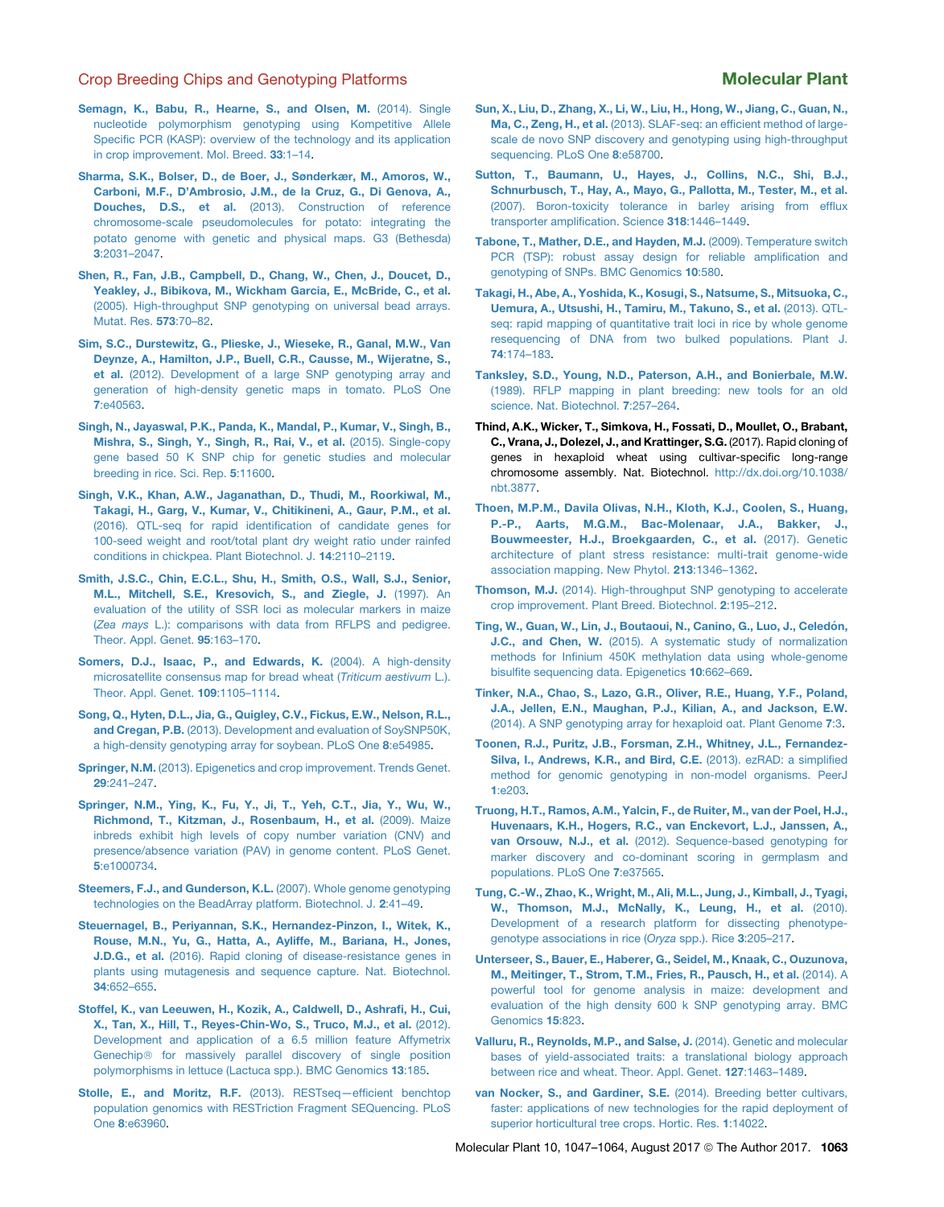Semagn, K., Babu, R., Hearne, S., and Olsen, M. (2014). Single nucleotide polymorphism genotyping using Kompetitive Allele Specific PCR (KASP): overview of the technology and its application in crop improvement. Mol. Breed. **33**:1–14.

Sharma, S.K., Bolser, D., de Boer, J., Sønderkær, M., Amoros, W., Carboni, M.F., D'Ambrosio, J.M., de la Cruz, G., Di Genova, A., Douches, D.S., et al. (2013). Construction of reference chromosome-scale pseudomolecules for potato: integrating the potato genome with genetic and physical maps. G3 (Bethesda) **3**:2031–2047.

Shen, R., Fan, J.B., Campbell, D., Chang, W., Chen, J., Doucet, D., Yeakley, J., Bibikova, M., Wickham Garcia, E., McBride, C., et al. (2005). High-throughput SNP genotyping on universal bead arrays. Mutat. Res. **573**:70–82.

Sim, S.C., Durstewitz, G., Plieske, J., Wieseke, R., Ganal, M.W., Van Deynze, A., Hamilton, J.P., Buell, C.R., Causse, M., Wijeratne, S., et al. (2012). Development of a large SNP genotyping array and generation of high-density genetic maps in tomato. PLoS One **7**:e40563.

Singh, N., Jayaswal, P.K., Panda, K., Mandal, P., Kumar, V., Singh, B., Mishra, S., Singh, Y., Singh, R., Rai, V., et al. (2015). Single-copy gene based 50 K SNP chip for genetic studies and molecular breeding in rice. Sci. Rep. **5**:11600.

Singh, V.K., Khan, A.W., Jaganathan, D., Thudi, M., Roorkiwal, M., Takagi, H., Garg, V., Kumar, V., Chitikineni, A., Gaur, P.M., et al. (2016). QTL-seq for rapid identification of candidate genes for 100-seed weight and root/total plant dry weight ratio under rainfed conditions in chickpea. Plant Biotechnol. J. **14**:2110–2119.

Smith, J.S.C., Chin, E.C.L., Shu, H., Smith, O.S., Wall, S.J., Senior, M.L., Mitchell, S.E., Kresovich, S., and Ziegle, J. (1997). An evaluation of the utility of SSR loci as molecular markers in maize (*Zea mays* L.): comparisons with data from RFLPS and pedigree. Theor. Appl. Genet. **95**:163–170.

Somers, D.J., Isaac, P., and Edwards, K. (2004). A high-density microsatellite consensus map for bread wheat (*Triticum aestivum* L.). Theor. Appl. Genet. **109**:1105–1114.

Song, Q., Hyten, D.L., Jia, G., Quigley, C.V., Fickus, E.W., Nelson, R.L., and Cregan, P.B. (2013). Development and evaluation of SoySNP50K, a high-density genotyping array for soybean. PLoS One **8**:e54985.

Springer, N.M. (2013). Epigenetics and crop improvement. Trends Genet. **29**:241–247.

Springer, N.M., Ying, K., Fu, Y., Ji, T., Yeh, C.T., Jia, Y., Wu, W., Richmond, T., Kitzman, J., Rosenbaum, H., et al. (2009). Maize inbreds exhibit high levels of copy number variation (CNV) and presence/absence variation (PAV) in genome content. PLoS Genet. **5**:e1000734.

Steemers, F.J., and Gunderson, K.L. (2007). Whole genome genotyping technologies on the BeadArray platform. Biotechnol. J. **2**:41–49.

Steuernagel, B., Periyannan, S.K., Hernandez-Pinzon, I., Witek, K., Rouse, M.N., Yu, G., Hatta, A., Ayliffe, M., Bariana, H., Jones, J.D.G., et al. (2016). Rapid cloning of disease-resistance genes in plants using mutagenesis and sequence capture. Nat. Biotechnol. **34**:652–655.

Stoffel, K., van Leeuwen, H., Kozik, A., Caldwell, D., Ashrafi, H., Cui, X., Tan, X., Hill, T., Reyes-Chin-Wo, S., Truco, M.J., et al. (2012). Development and application of a 6.5 million feature Affymetrix Genechip® for massively parallel discovery of single position polymorphisms in lettuce (Lactuca spp.). BMC Genomics **13**:185.

Stolle, E., and Moritz, R.F. (2013). RESTseq—efficient benchtop population genomics with RESTriction Fragment SEQuencing. PLoS One **8**:e63960.

Sun, X., Liu, D., Zhang, X., Li, W., Liu, H., Hong, W., Jiang, C., Guan, N., Ma, C., Zeng, H., et al. (2013). SLAF-seq: an efficient method of large-scale de novo SNP discovery and genotyping using high-throughput sequencing. PLoS One **8**:e58700.

Sutton, T., Baumann, U., Hayes, J., Collins, N.C., Shi, B.J., Schnurbusch, T., Hay, A., Mayo, G., Pallotta, M., Tester, M., et al. (2007). Boron-toxicity tolerance in barley arising from efflux transporter amplification. Science **318**:1446–1449.

Tabone, T., Mather, D.E., and Hayden, M.J. (2009). Temperature switch PCR (TSP): robust assay design for reliable amplification and genotyping of SNPs. BMC Genomics **10**:580.

Takagi, H., Abe, A., Yoshida, K., Kosugi, S., Natsume, S., Mitsuoka, C., Uemura, A., Utsushi, H., Tamiru, M., Takuno, S., et al. (2013). QTL-seq: rapid mapping of quantitative trait loci in rice by whole genome resequencing of DNA from two bulked populations. Plant J. **74**:174–183.

Tanksley, S.D., Young, N.D., Paterson, A.H., and Bonierbale, M.W. (1989). RFLP mapping in plant breeding: new tools for an old science. Nat. Biotechnol. **7**:257–264.

Thind, A.K., Wicker, T., Simkova, H., Fossati, D., Moullet, O., Brabant, C., Vrana, J., Dolezel, J., and Krattinger, S.G. (2017). Rapid cloning of genes in hexaploid wheat using cultivar-specific long-range chromosome assembly. Nat. Biotechnol. http://dx.doi.org/10.1038/nbt.3877.

Thoen, M.P.M., Davila Olivas, N.H., Kloth, K.J., Coolen, S., Huang, P.-P., Aarts, M.G.M., Bac-Molenaar, J.A., Bakker, J., Bouwmeester, H.J., Broekgaarden, C., et al. (2017). Genetic architecture of plant stress resistance: multi-trait genome-wide association mapping. New Phytol. **213**:1346–1362.

Thomson, M.J. (2014). High-throughput SNP genotyping to accelerate crop improvement. Plant Breed. Biotechnol. **2**:195–212.

Ting, W., Guan, W., Lin, J., Boutaoui, N., Canino, G., Luo, J., Celedón, J.C., and Chen, W. (2015). A systematic study of normalization methods for Infinium 450K methylation data using whole-genome bisulfite sequencing data. Epigenetics **10**:662–669.

Tinker, N.A., Chao, S., Lazo, G.R., Oliver, R.E., Huang, Y.F., Poland, J.A., Jellen, E.N., Maughan, P.J., Kilian, A., and Jackson, E.W. (2014). A SNP genotyping array for hexaploid oat. Plant Genome **7**:3.

Toonen, R.J., Puritz, J.B., Forsman, Z.H., Whitney, J.L., Fernandez-Silva, I., Andrews, K.R., and Bird, C.E. (2013). ezRAD: a simplified method for genomic genotyping in non-model organisms. PeerJ **1**:e203.

Truong, H.T., Ramos, A.M., Yalcin, F., de Ruiter, M., van der Poel, H.J., Huvenaars, K.H., Hogers, R.C., van Enckevort, L.J., Janssen, A., van Orsouw, N.J., et al. (2012). Sequence-based genotyping for marker discovery and co-dominant scoring in germplasm and populations. PLoS One **7**:e37565.

Tung, C.-W., Zhao, K., Wright, M., Ali, M.L., Jung, J., Kimball, J., Tyagi, W., Thomson, M.J., McNally, K., Leung, H., et al. (2010). Development of a research platform for dissecting phenotype-genotype associations in rice (*Oryza* spp.). Rice **3**:205–217.

Unterseer, S., Bauer, E., Haberer, G., Seidel, M., Knaak, C., Ouzunova, M., Meitinger, T., Strom, T.M., Fries, R., Pausch, H., et al. (2014). A powerful tool for genome analysis in maize: development and evaluation of the high density 600 k SNP genotyping array. BMC Genomics **15**:823.

Valluru, R., Reynolds, M.P., and Salse, J. (2014). Genetic and molecular bases of yield-associated traits: a translational biology approach between rice and wheat. Theor. Appl. Genet. **127**:1463–1489.

van Nocker, S., and Gardiner, S.E. (2014). Breeding better cultivars, faster: applications of new technologies for the rapid deployment of superior horticultural tree crops. Hortic. Res. **1**:14022.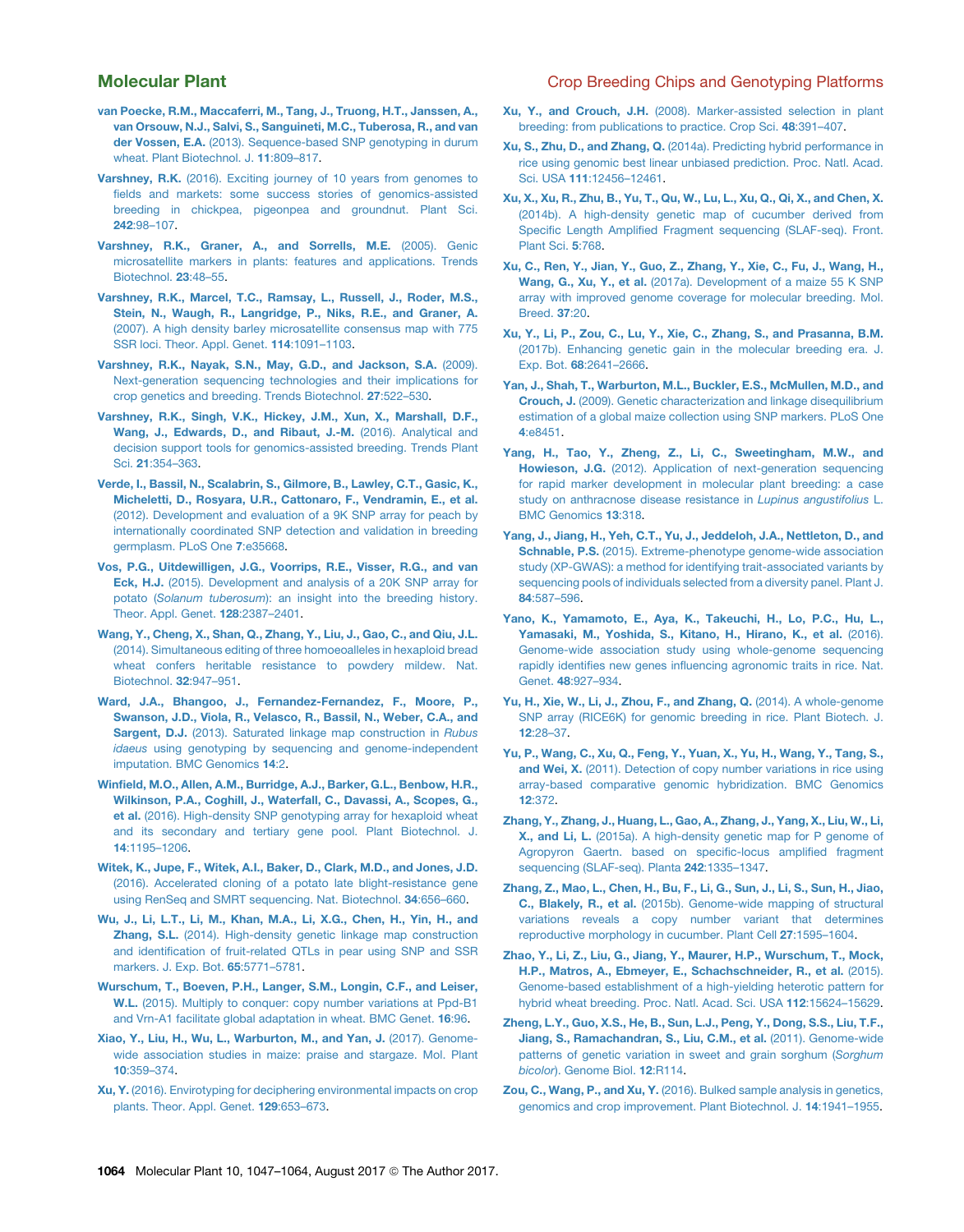**van Poecke, R.M., Maccaferri, M., Tang, J., Truong, H.T., Janssen, A., van Orsouw, N.J., Salvi, S., Sanguineti, M.C., Tuberosa, R., and van der Vossen, E.A.** (2013). Sequence-based SNP genotyping in durum wheat. Plant Biotechnol. J. **11**:809–817.

**Varshney, R.K.** (2016). Exciting journey of 10 years from genomes to fields and markets: some success stories of genomics-assisted breeding in chickpea, pigeonpea and groundnut. Plant Sci. **242**:98–107.

**Varshney, R.K., Graner, A., and Sorrells, M.E.** (2005). Genic microsatellite markers in plants: features and applications. Trends Biotechnol. **23**:48–55.

**Varshney, R.K., Marcel, T.C., Ramsay, L., Russell, J., Roder, M.S., Stein, N., Waugh, R., Langridge, P., Niks, R.E., and Graner, A.** (2007). A high density barley microsatellite consensus map with 775 SSR loci. Theor. Appl. Genet. **114**:1091–1103.

**Varshney, R.K., Nayak, S.N., May, G.D., and Jackson, S.A.** (2009). Next-generation sequencing technologies and their implications for crop genetics and breeding. Trends Biotechnol. **27**:522–530.

**Varshney, R.K., Singh, V.K., Hickey, J.M., Xun, X., Marshall, D.F., Wang, J., Edwards, D., and Ribaut, J.-M.** (2016). Analytical and decision support tools for genomics-assisted breeding. Trends Plant Sci. **21**:354–363.

**Verde, I., Bassil, N., Scalabrin, S., Gilmore, B., Lawley, C.T., Gasic, K., Micheletti, D., Rosyara, U.R., Cattonaro, F., Vendramin, E., et al.** (2012). Development and evaluation of a 9K SNP array for peach by internationally coordinated SNP detection and validation in breeding germplasm. PLoS One **7**:e35668.

**Vos, P.G., Uitdewilligen, J.G., Voorrips, R.E., Visser, R.G., and van Eck, H.J.** (2015). Development and analysis of a 20K SNP array for potato (*Solanum tuberosum*): an insight into the breeding history. Theor. Appl. Genet. **128**:2387–2401.

**Wang, Y., Cheng, X., Shan, Q., Zhang, Y., Liu, J., Gao, C., and Qiu, J.L.** (2014). Simultaneous editing of three homoeoalleles in hexaploid bread wheat confers heritable resistance to powdery mildew. Nat. Biotechnol. **32**:947–951.

**Ward, J.A., Bhangoo, J., Fernandez-Fernandez, F., Moore, P., Swanson, J.D., Viola, R., Velasco, R., Bassil, N., Weber, C.A., and Sargent, D.J.** (2013). Saturated linkage map construction in *Rubus idaeus* using genotyping by sequencing and genome-independent imputation. BMC Genomics **14**:2.

**Winfield, M.O., Allen, A.M., Burridge, A.J., Barker, G.L., Benbow, H.R., Wilkinson, P.A., Coghill, J., Waterfall, C., Davassi, A., Scopes, G., et al.** (2016). High-density SNP genotyping array for hexaploid wheat and its secondary and tertiary gene pool. Plant Biotechnol. J. **14**:1195–1206.

**Witek, K., Jupe, F., Witek, A.I., Baker, D., Clark, M.D., and Jones, J.D.** (2016). Accelerated cloning of a potato late blight-resistance gene using RenSeq and SMRT sequencing. Nat. Biotechnol. **34**:656–660.

**Wu, J., Li, L.T., Li, M., Khan, M.A., Li, X.G., Chen, H., Yin, H., and Zhang, S.L.** (2014). High-density genetic linkage map construction and identification of fruit-related QTLs in pear using SNP and SSR markers. J. Exp. Bot. **65**:5771–5781.

**Wurschum, T., Boeven, P.H., Langer, S.M., Longin, C.F., and Leiser, W.L.** (2015). Multiply to conquer: copy number variations at Ppd-B1 and Vrn-A1 facilitate global adaptation in wheat. BMC Genet. **16**:96.

**Xiao, Y., Liu, H., Wu, L., Warburton, M., and Yan, J.** (2017). Genome-wide association studies in maize: praise and stargaze. Mol. Plant **10**:359–374.

**Xu, Y.** (2016). Envirotyping for deciphering environmental impacts on crop plants. Theor. Appl. Genet. **129**:653–673.

**Xu, Y., and Crouch, J.H.** (2008). Marker-assisted selection in plant breeding: from publications to practice. Crop Sci. **48**:391–407.

**Xu, S., Zhu, D., and Zhang, Q.** (2014a). Predicting hybrid performance in rice using genomic best linear unbiased prediction. Proc. Natl. Acad. Sci. USA **111**:12456–12461.

**Xu, X., Xu, R., Zhu, B., Yu, T., Qu, W., Lu, L., Xu, Q., Qi, X., and Chen, X.** (2014b). A high-density genetic map of cucumber derived from Specific Length Amplified Fragment sequencing (SLAF-seq). Front. Plant Sci. **5**:768.

**Xu, C., Ren, Y., Jian, Y., Guo, Z., Zhang, Y., Xie, C., Fu, J., Wang, H., Wang, G., Xu, Y., et al.** (2017a). Development of a maize 55 K SNP array with improved genome coverage for molecular breeding. Mol. Breed. **37**:20.

**Xu, Y., Li, P., Zou, C., Lu, Y., Xie, C., Zhang, S., and Prasanna, B.M.** (2017b). Enhancing genetic gain in the molecular breeding era. J. Exp. Bot. **68**:2641–2666.

**Yan, J., Shah, T., Warburton, M.L., Buckler, E.S., McMullen, M.D., and Crouch, J.** (2009). Genetic characterization and linkage disequilibrium estimation of a global maize collection using SNP markers. PLoS One **4**:e8451.

**Yang, H., Tao, Y., Zheng, Z., Li, C., Sweetingham, M.W., and Howieson, J.G.** (2012). Application of next-generation sequencing for rapid marker development in molecular plant breeding: a case study on anthracnose disease resistance in *Lupinus angustifolius* L. BMC Genomics **13**:318.

**Yang, J., Jiang, H., Yeh, C.T., Yu, J., Jeddeloh, J.A., Nettleton, D., and Schnable, P.S.** (2015). Extreme-phenotype genome-wide association study (XP-GWAS): a method for identifying trait-associated variants by sequencing pools of individuals selected from a diversity panel. Plant J. **84**:587–596.

**Yano, K., Yamamoto, E., Aya, K., Takeuchi, H., Lo, P.C., Hu, L., Yamasaki, M., Yoshida, S., Kitano, H., Hirano, K., et al.** (2016). Genome-wide association study using whole-genome sequencing rapidly identifies new genes influencing agronomic traits in rice. Nat. Genet. **48**:927–934.

**Yu, H., Xie, W., Li, J., Zhou, F., and Zhang, Q.** (2014). A whole-genome SNP array (RICE6K) for genomic breeding in rice. Plant Biotech. J. **12**:28–37.

**Yu, P., Wang, C., Xu, Q., Feng, Y., Yuan, X., Yu, H., Wang, Y., Tang, S., and Wei, X.** (2011). Detection of copy number variations in rice using array-based comparative genomic hybridization. BMC Genomics **12**:372.

**Zhang, Y., Zhang, J., Huang, L., Gao, A., Zhang, J., Yang, X., Liu, W., Li, X., and Li, L.** (2015a). A high-density genetic map for P genome of Agropyron Gaertn. based on specific-locus amplified fragment sequencing (SLAF-seq). Planta **242**:1335–1347.

**Zhang, Z., Mao, L., Chen, H., Bu, F., Li, G., Sun, J., Li, S., Sun, H., Jiao, C., Blakely, R., et al.** (2015b). Genome-wide mapping of structural variations reveals a copy number variant that determines reproductive morphology in cucumber. Plant Cell **27**:1595–1604.

**Zhao, Y., Li, Z., Liu, G., Jiang, Y., Maurer, H.P., Wurschum, T., Mock, H.P., Matros, A., Ebmeyer, E., Schachschneider, R., et al.** (2015). Genome-based establishment of a high-yielding heterotic pattern for hybrid wheat breeding. Proc. Natl. Acad. Sci. USA **112**:15624–15629.

**Zheng, L.Y., Guo, X.S., He, B., Sun, L.J., Peng, Y., Dong, S.S., Liu, T.F., Jiang, S., Ramachandran, S., Liu, C.M., et al.** (2011). Genome-wide patterns of genetic variation in sweet and grain sorghum (*Sorghum bicolor*). Genome Biol. **12**:R114.

**Zou, C., Wang, P., and Xu, Y.** (2016). Bulked sample analysis in genetics, genomics and crop improvement. Plant Biotechnol. J. **14**:1941–1955.